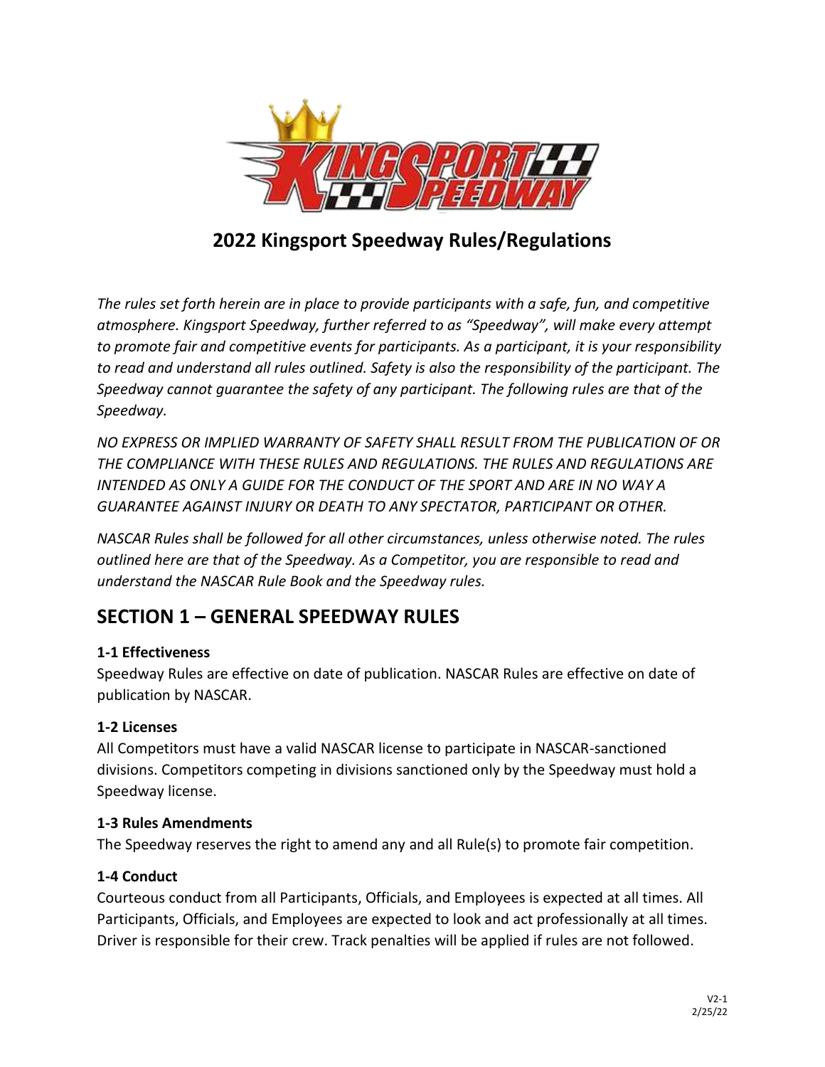# 2022 Kingsport Speedway Rules/Regulations

*The rules set forth herein are in place to provide participants with a safe, fun, and competitive atmosphere. Kingsport Speedway, further referred to as "Speedway", will make every attempt to promote fair and competitive events for participants. As a participant, it is your responsibility to read and understand all rules outlined. Safety is also the responsibility of the participant. The Speedway cannot guarantee the safety of any participant. The following rules are that of the Speedway.*

*NO EXPRESS OR IMPLIED WARRANTY OF SAFETY SHALL RESULT FROM THE PUBLICATION OF OR THE COMPLIANCE WITH THESE RULES AND REGULATIONS. THE RULES AND REGULATIONS ARE INTENDED AS ONLY A GUIDE FOR THE CONDUCT OF THE SPORT AND ARE IN NO WAY A GUARANTEE AGAINST INJURY OR DEATH TO ANY SPECTATOR, PARTICIPANT OR OTHER.*

*NASCAR Rules shall be followed for all other circumstances, unless otherwise noted. The rules outlined here are that of the Speedway. As a Competitor, you are responsible to read and understand the NASCAR Rule Book and the Speedway rules.*

## SECTION 1 – GENERAL SPEEDWAY RULES

**1-1 Effectiveness**
Speedway Rules are effective on date of publication. NASCAR Rules are effective on date of publication by NASCAR.

**1-2 Licenses**
All Competitors must have a valid NASCAR license to participate in NASCAR-sanctioned divisions. Competitors competing in divisions sanctioned only by the Speedway must hold a Speedway license.

**1-3 Rules Amendments**
The Speedway reserves the right to amend any and all Rule(s) to promote fair competition.

**1-4 Conduct**
Courteous conduct from all Participants, Officials, and Employees is expected at all times. All Participants, Officials, and Employees are expected to look and act professionally at all times. Driver is responsible for their crew. Track penalties will be applied if rules are not followed.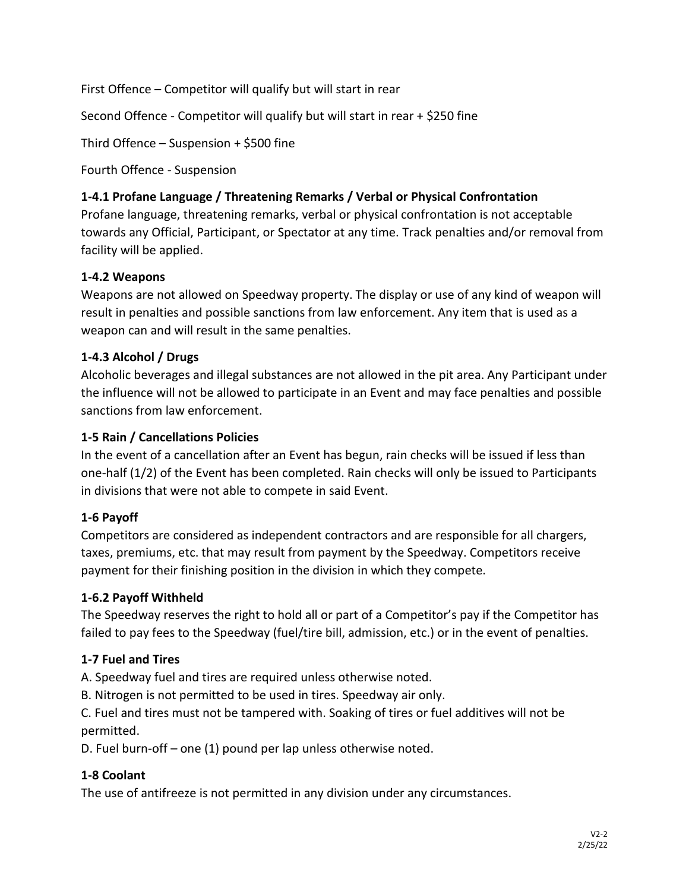First Offence – Competitor will qualify but will start in rear

Second Offence - Competitor will qualify but will start in rear + $250 fine

Third Offence – Suspension + $500 fine

Fourth Offence - Suspension

### 1-4.1 Profane Language / Threatening Remarks / Verbal or Physical Confrontation

Profane language, threatening remarks, verbal or physical confrontation is not acceptable towards any Official, Participant, or Spectator at any time. Track penalties and/or removal from facility will be applied.

### 1-4.2 Weapons

Weapons are not allowed on Speedway property. The display or use of any kind of weapon will result in penalties and possible sanctions from law enforcement. Any item that is used as a weapon can and will result in the same penalties.

### 1-4.3 Alcohol / Drugs

Alcoholic beverages and illegal substances are not allowed in the pit area. Any Participant under the influence will not be allowed to participate in an Event and may face penalties and possible sanctions from law enforcement.

### 1-5 Rain / Cancellations Policies

In the event of a cancellation after an Event has begun, rain checks will be issued if less than one-half (1/2) of the Event has been completed. Rain checks will only be issued to Participants in divisions that were not able to compete in said Event.

### 1-6 Payoff

Competitors are considered as independent contractors and are responsible for all chargers, taxes, premiums, etc. that may result from payment by the Speedway. Competitors receive payment for their finishing position in the division in which they compete.

### 1-6.2 Payoff Withheld

The Speedway reserves the right to hold all or part of a Competitor's pay if the Competitor has failed to pay fees to the Speedway (fuel/tire bill, admission, etc.) or in the event of penalties.

### 1-7 Fuel and Tires

A. Speedway fuel and tires are required unless otherwise noted.

B. Nitrogen is not permitted to be used in tires. Speedway air only.

C. Fuel and tires must not be tampered with. Soaking of tires or fuel additives will not be permitted.

D. Fuel burn-off – one (1) pound per lap unless otherwise noted.

### 1-8 Coolant

The use of antifreeze is not permitted in any division under any circumstances.

V2-2
2/25/22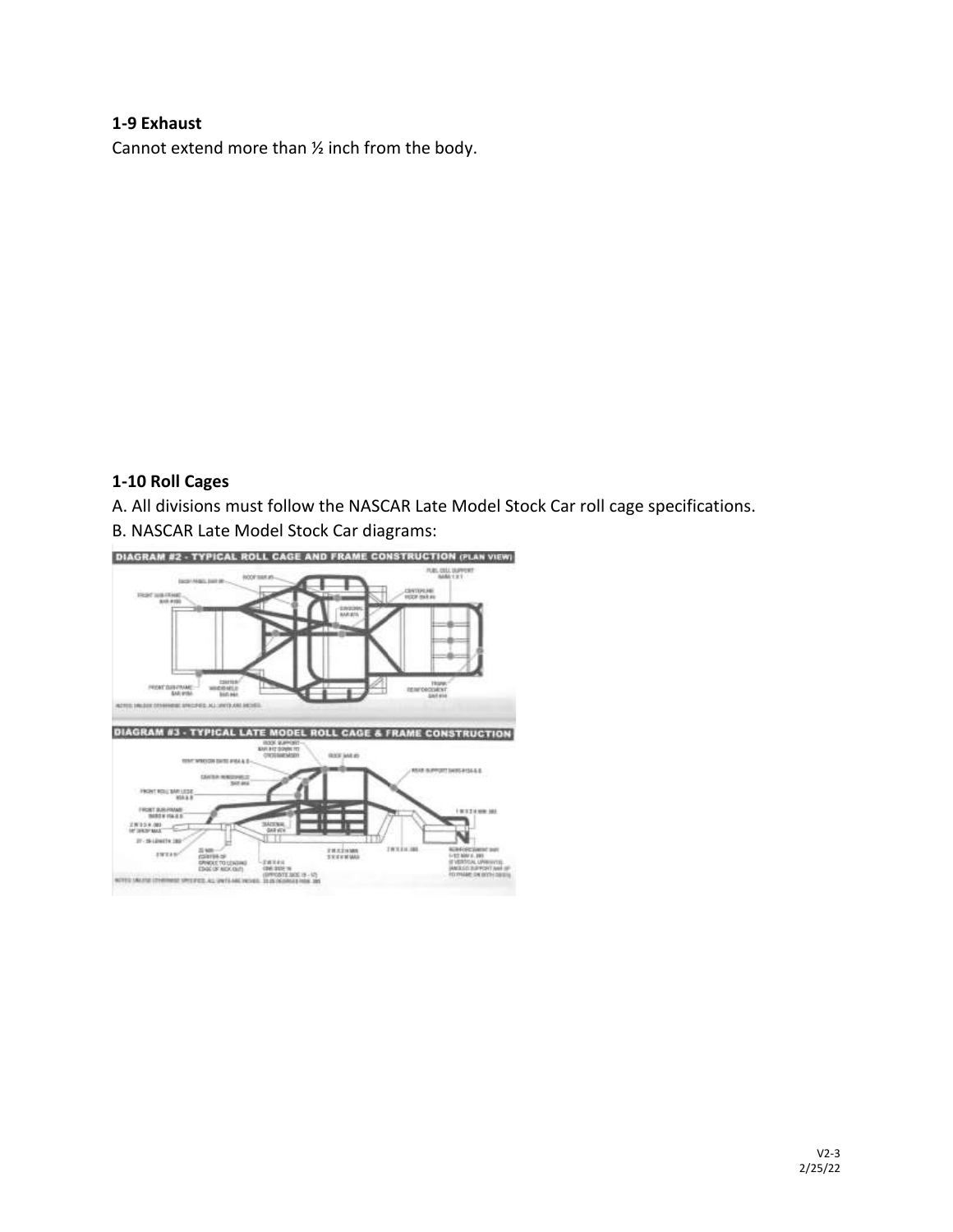### 1-9 Exhaust

Cannot extend more than ½ inch from the body.

### 1-10 Roll Cages

A. All divisions must follow the NASCAR Late Model Stock Car roll cage specifications.

B. NASCAR Late Model Stock Car diagrams: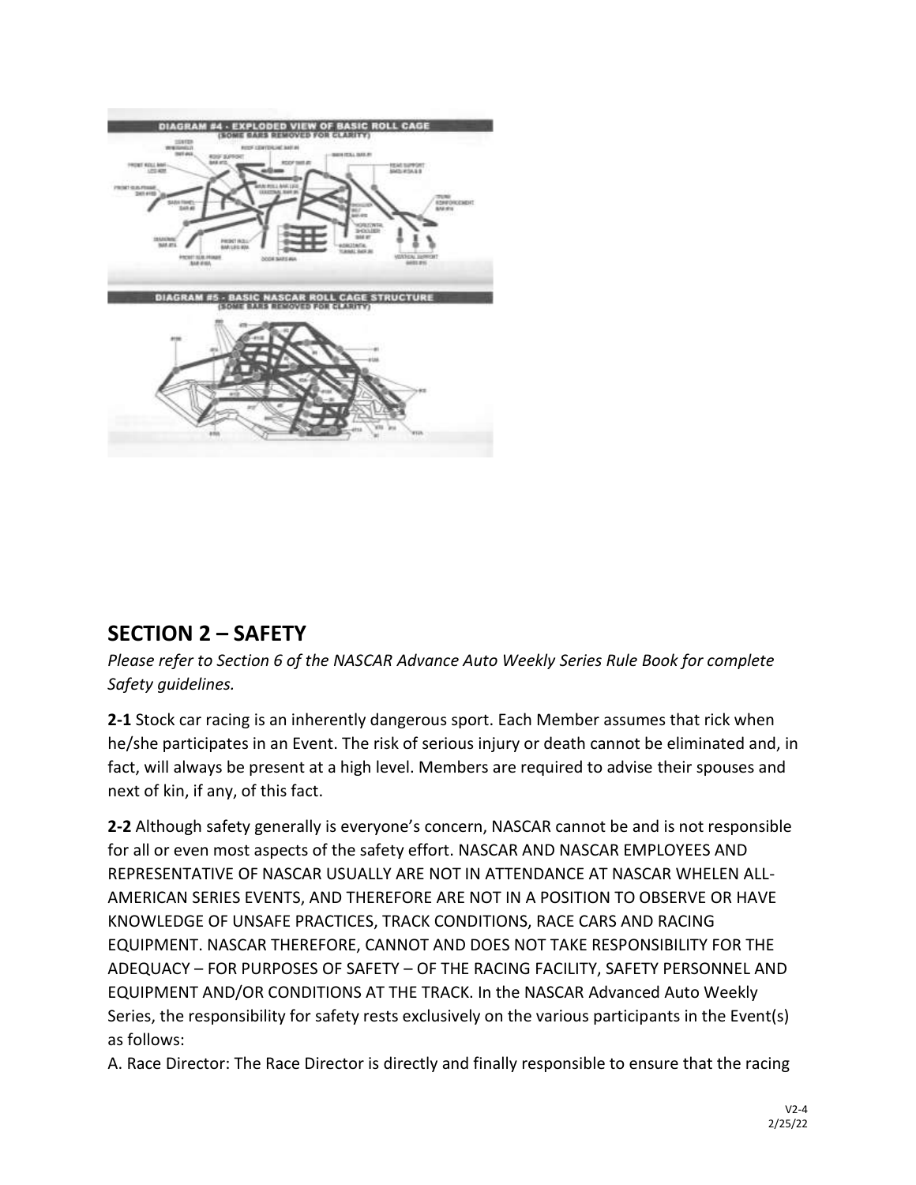## SECTION 2 – SAFETY

*Please refer to Section 6 of the NASCAR Advance Auto Weekly Series Rule Book for complete Safety guidelines.*

**2-1** Stock car racing is an inherently dangerous sport. Each Member assumes that rick when he/she participates in an Event. The risk of serious injury or death cannot be eliminated and, in fact, will always be present at a high level. Members are required to advise their spouses and next of kin, if any, of this fact.

**2-2** Although safety generally is everyone's concern, NASCAR cannot be and is not responsible for all or even most aspects of the safety effort. NASCAR AND NASCAR EMPLOYEES AND REPRESENTATIVE OF NASCAR USUALLY ARE NOT IN ATTENDANCE AT NASCAR WHELEN ALL-AMERICAN SERIES EVENTS, AND THEREFORE ARE NOT IN A POSITION TO OBSERVE OR HAVE KNOWLEDGE OF UNSAFE PRACTICES, TRACK CONDITIONS, RACE CARS AND RACING EQUIPMENT. NASCAR THEREFORE, CANNOT AND DOES NOT TAKE RESPONSIBILITY FOR THE ADEQUACY – FOR PURPOSES OF SAFETY – OF THE RACING FACILITY, SAFETY PERSONNEL AND EQUIPMENT AND/OR CONDITIONS AT THE TRACK. In the NASCAR Advanced Auto Weekly Series, the responsibility for safety rests exclusively on the various participants in the Event(s) as follows:

A. Race Director: The Race Director is directly and finally responsible to ensure that the racing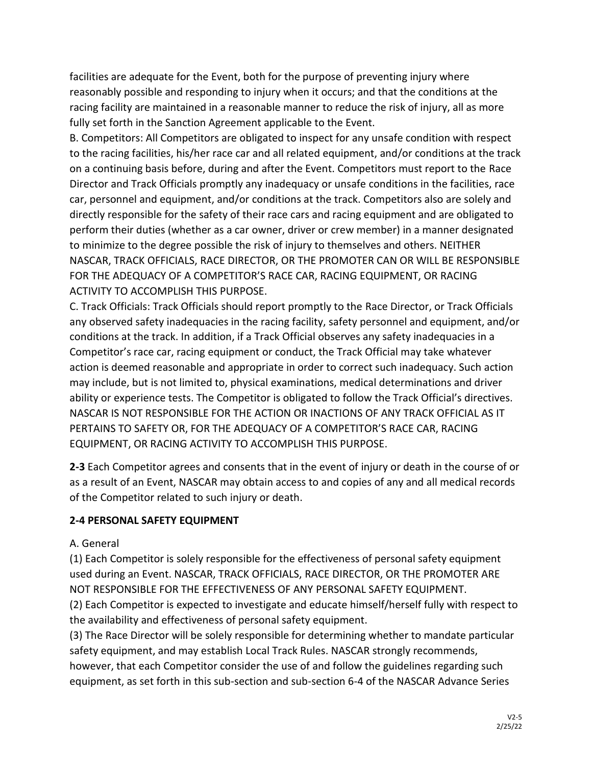facilities are adequate for the Event, both for the purpose of preventing injury where reasonably possible and responding to injury when it occurs; and that the conditions at the racing facility are maintained in a reasonable manner to reduce the risk of injury, all as more fully set forth in the Sanction Agreement applicable to the Event.

B. Competitors: All Competitors are obligated to inspect for any unsafe condition with respect to the racing facilities, his/her race car and all related equipment, and/or conditions at the track on a continuing basis before, during and after the Event. Competitors must report to the Race Director and Track Officials promptly any inadequacy or unsafe conditions in the facilities, race car, personnel and equipment, and/or conditions at the track. Competitors also are solely and directly responsible for the safety of their race cars and racing equipment and are obligated to perform their duties (whether as a car owner, driver or crew member) in a manner designated to minimize to the degree possible the risk of injury to themselves and others. NEITHER NASCAR, TRACK OFFICIALS, RACE DIRECTOR, OR THE PROMOTER CAN OR WILL BE RESPONSIBLE FOR THE ADEQUACY OF A COMPETITOR'S RACE CAR, RACING EQUIPMENT, OR RACING ACTIVITY TO ACCOMPLISH THIS PURPOSE.

C. Track Officials: Track Officials should report promptly to the Race Director, or Track Officials any observed safety inadequacies in the racing facility, safety personnel and equipment, and/or conditions at the track. In addition, if a Track Official observes any safety inadequacies in a Competitor's race car, racing equipment or conduct, the Track Official may take whatever action is deemed reasonable and appropriate in order to correct such inadequacy. Such action may include, but is not limited to, physical examinations, medical determinations and driver ability or experience tests. The Competitor is obligated to follow the Track Official's directives. NASCAR IS NOT RESPONSIBLE FOR THE ACTION OR INACTIONS OF ANY TRACK OFFICIAL AS IT PERTAINS TO SAFETY OR, FOR THE ADEQUACY OF A COMPETITOR'S RACE CAR, RACING EQUIPMENT, OR RACING ACTIVITY TO ACCOMPLISH THIS PURPOSE.

**2-3** Each Competitor agrees and consents that in the event of injury or death in the course of or as a result of an Event, NASCAR may obtain access to and copies of any and all medical records of the Competitor related to such injury or death.

**2-4 PERSONAL SAFETY EQUIPMENT**

A. General

(1) Each Competitor is solely responsible for the effectiveness of personal safety equipment used during an Event. NASCAR, TRACK OFFICIALS, RACE DIRECTOR, OR THE PROMOTER ARE NOT RESPONSIBLE FOR THE EFFECTIVENESS OF ANY PERSONAL SAFETY EQUIPMENT.

(2) Each Competitor is expected to investigate and educate himself/herself fully with respect to the availability and effectiveness of personal safety equipment.

(3) The Race Director will be solely responsible for determining whether to mandate particular safety equipment, and may establish Local Track Rules. NASCAR strongly recommends, however, that each Competitor consider the use of and follow the guidelines regarding such equipment, as set forth in this sub-section and sub-section 6-4 of the NASCAR Advance Series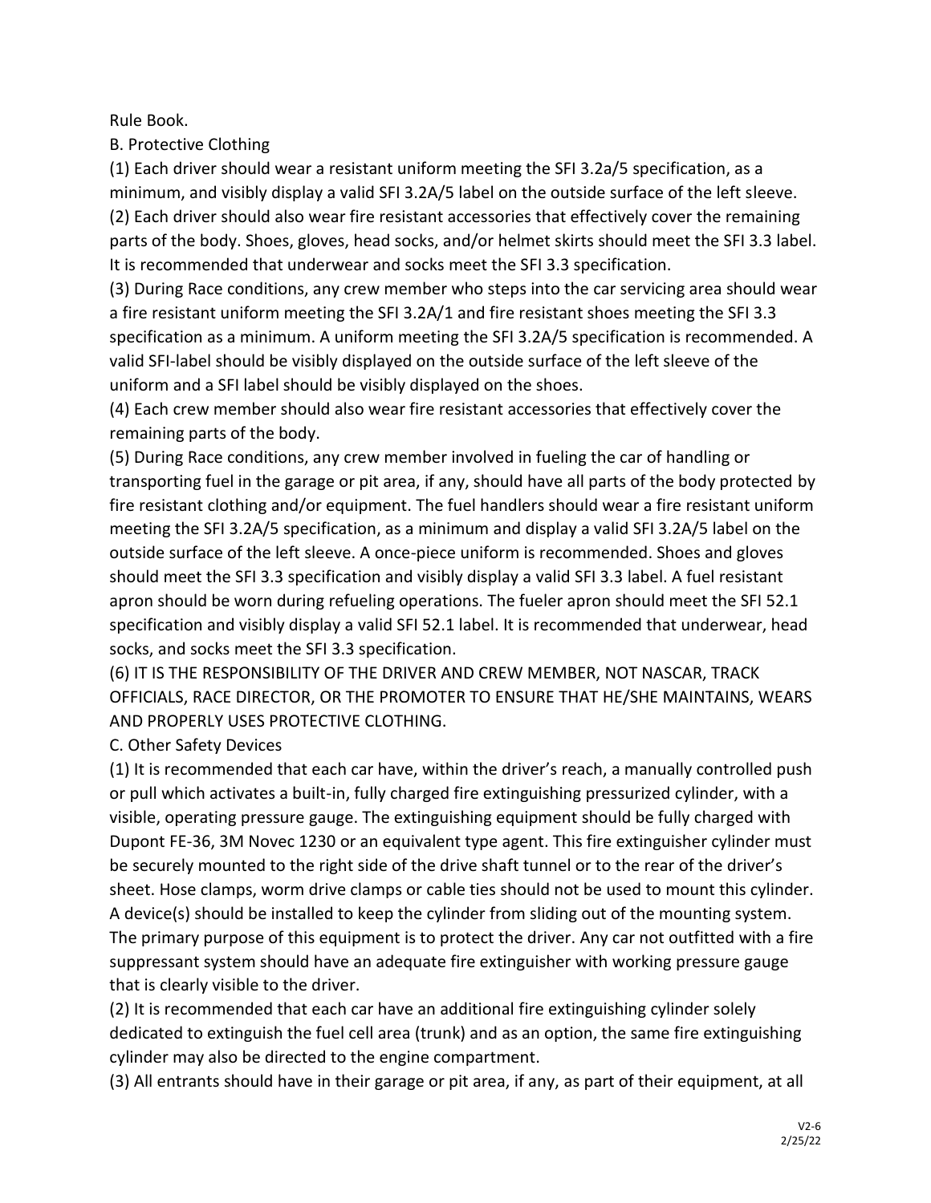Rule Book.

B. Protective Clothing

(1) Each driver should wear a resistant uniform meeting the SFI 3.2a/5 specification, as a minimum, and visibly display a valid SFI 3.2A/5 label on the outside surface of the left sleeve.

(2) Each driver should also wear fire resistant accessories that effectively cover the remaining parts of the body. Shoes, gloves, head socks, and/or helmet skirts should meet the SFI 3.3 label. It is recommended that underwear and socks meet the SFI 3.3 specification.

(3) During Race conditions, any crew member who steps into the car servicing area should wear a fire resistant uniform meeting the SFI 3.2A/1 and fire resistant shoes meeting the SFI 3.3 specification as a minimum. A uniform meeting the SFI 3.2A/5 specification is recommended. A valid SFI-label should be visibly displayed on the outside surface of the left sleeve of the uniform and a SFI label should be visibly displayed on the shoes.

(4) Each crew member should also wear fire resistant accessories that effectively cover the remaining parts of the body.

(5) During Race conditions, any crew member involved in fueling the car of handling or transporting fuel in the garage or pit area, if any, should have all parts of the body protected by fire resistant clothing and/or equipment. The fuel handlers should wear a fire resistant uniform meeting the SFI 3.2A/5 specification, as a minimum and display a valid SFI 3.2A/5 label on the outside surface of the left sleeve. A once-piece uniform is recommended. Shoes and gloves should meet the SFI 3.3 specification and visibly display a valid SFI 3.3 label. A fuel resistant apron should be worn during refueling operations. The fueler apron should meet the SFI 52.1 specification and visibly display a valid SFI 52.1 label. It is recommended that underwear, head socks, and socks meet the SFI 3.3 specification.

(6) IT IS THE RESPONSIBILITY OF THE DRIVER AND CREW MEMBER, NOT NASCAR, TRACK OFFICIALS, RACE DIRECTOR, OR THE PROMOTER TO ENSURE THAT HE/SHE MAINTAINS, WEARS AND PROPERLY USES PROTECTIVE CLOTHING.

C. Other Safety Devices

(1) It is recommended that each car have, within the driver's reach, a manually controlled push or pull which activates a built-in, fully charged fire extinguishing pressurized cylinder, with a visible, operating pressure gauge. The extinguishing equipment should be fully charged with Dupont FE-36, 3M Novec 1230 or an equivalent type agent. This fire extinguisher cylinder must be securely mounted to the right side of the drive shaft tunnel or to the rear of the driver's sheet. Hose clamps, worm drive clamps or cable ties should not be used to mount this cylinder. A device(s) should be installed to keep the cylinder from sliding out of the mounting system. The primary purpose of this equipment is to protect the driver. Any car not outfitted with a fire suppressant system should have an adequate fire extinguisher with working pressure gauge that is clearly visible to the driver.

(2) It is recommended that each car have an additional fire extinguishing cylinder solely dedicated to extinguish the fuel cell area (trunk) and as an option, the same fire extinguishing cylinder may also be directed to the engine compartment.

(3) All entrants should have in their garage or pit area, if any, as part of their equipment, at all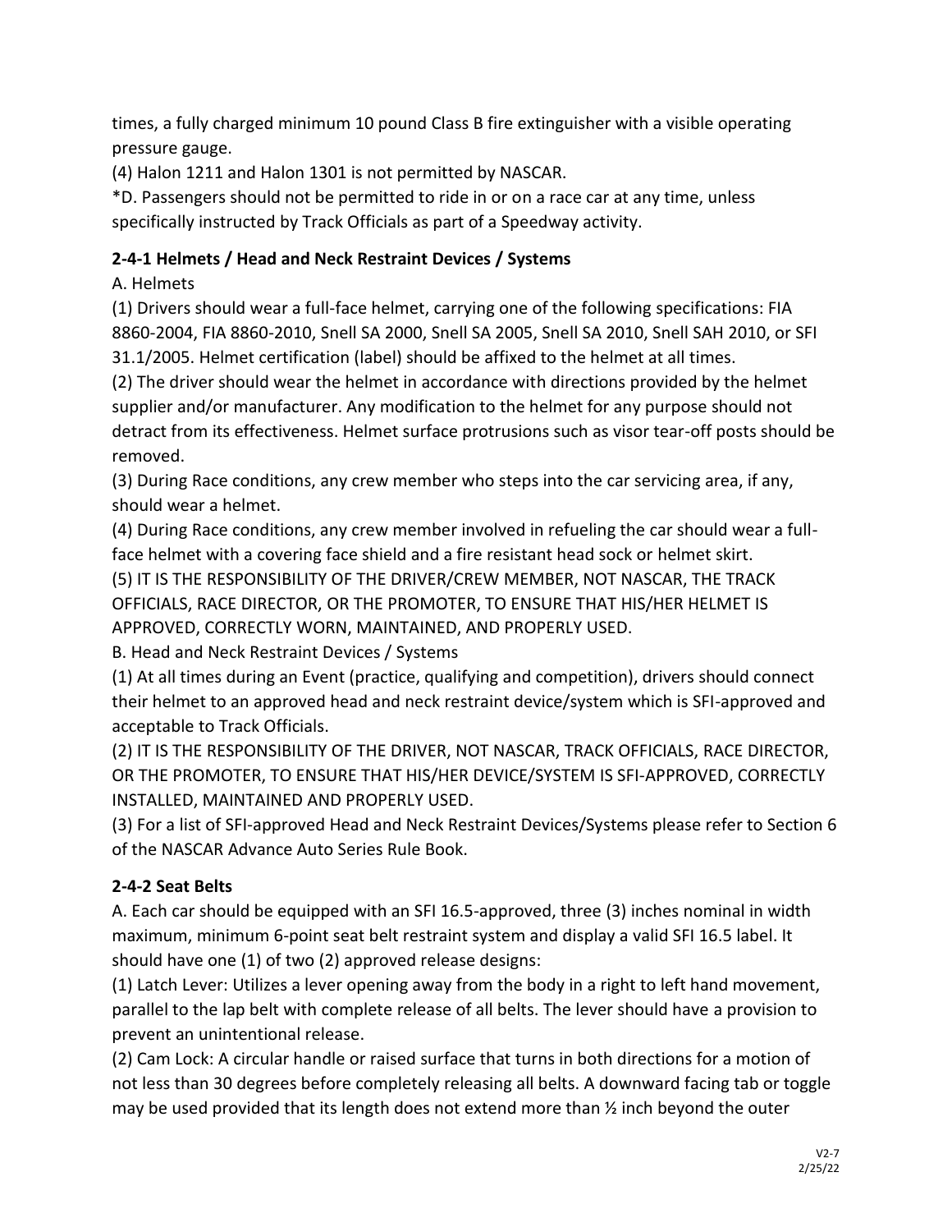times, a fully charged minimum 10 pound Class B fire extinguisher with a visible operating pressure gauge.

(4) Halon 1211 and Halon 1301 is not permitted by NASCAR.

*D. Passengers should not be permitted to ride in or on a race car at any time, unless specifically instructed by Track Officials as part of a Speedway activity.

**2-4-1 Helmets / Head and Neck Restraint Devices / Systems**

A. Helmets

(1) Drivers should wear a full-face helmet, carrying one of the following specifications: FIA 8860-2004, FIA 8860-2010, Snell SA 2000, Snell SA 2005, Snell SA 2010, Snell SAH 2010, or SFI 31.1/2005. Helmet certification (label) should be affixed to the helmet at all times.

(2) The driver should wear the helmet in accordance with directions provided by the helmet supplier and/or manufacturer. Any modification to the helmet for any purpose should not detract from its effectiveness. Helmet surface protrusions such as visor tear-off posts should be removed.

(3) During Race conditions, any crew member who steps into the car servicing area, if any, should wear a helmet.

(4) During Race conditions, any crew member involved in refueling the car should wear a full-face helmet with a covering face shield and a fire resistant head sock or helmet skirt.

(5) IT IS THE RESPONSIBILITY OF THE DRIVER/CREW MEMBER, NOT NASCAR, THE TRACK OFFICIALS, RACE DIRECTOR, OR THE PROMOTER, TO ENSURE THAT HIS/HER HELMET IS APPROVED, CORRECTLY WORN, MAINTAINED, AND PROPERLY USED.

B. Head and Neck Restraint Devices / Systems

(1) At all times during an Event (practice, qualifying and competition), drivers should connect their helmet to an approved head and neck restraint device/system which is SFI-approved and acceptable to Track Officials.

(2) IT IS THE RESPONSIBILITY OF THE DRIVER, NOT NASCAR, TRACK OFFICIALS, RACE DIRECTOR, OR THE PROMOTER, TO ENSURE THAT HIS/HER DEVICE/SYSTEM IS SFI-APPROVED, CORRECTLY INSTALLED, MAINTAINED AND PROPERLY USED.

(3) For a list of SFI-approved Head and Neck Restraint Devices/Systems please refer to Section 6 of the NASCAR Advance Auto Series Rule Book.

**2-4-2 Seat Belts**

A. Each car should be equipped with an SFI 16.5-approved, three (3) inches nominal in width maximum, minimum 6-point seat belt restraint system and display a valid SFI 16.5 label. It should have one (1) of two (2) approved release designs:

(1) Latch Lever: Utilizes a lever opening away from the body in a right to left hand movement, parallel to the lap belt with complete release of all belts. The lever should have a provision to prevent an unintentional release.

(2) Cam Lock: A circular handle or raised surface that turns in both directions for a motion of not less than 30 degrees before completely releasing all belts. A downward facing tab or toggle may be used provided that its length does not extend more than ½ inch beyond the outer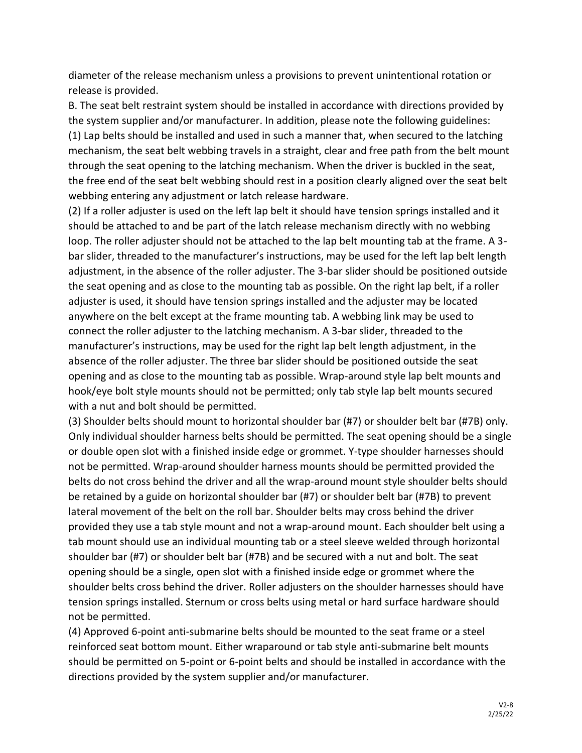diameter of the release mechanism unless a provisions to prevent unintentional rotation or release is provided.

B. The seat belt restraint system should be installed in accordance with directions provided by the system supplier and/or manufacturer. In addition, please note the following guidelines:

(1) Lap belts should be installed and used in such a manner that, when secured to the latching mechanism, the seat belt webbing travels in a straight, clear and free path from the belt mount through the seat opening to the latching mechanism. When the driver is buckled in the seat, the free end of the seat belt webbing should rest in a position clearly aligned over the seat belt webbing entering any adjustment or latch release hardware.

(2) If a roller adjuster is used on the left lap belt it should have tension springs installed and it should be attached to and be part of the latch release mechanism directly with no webbing loop. The roller adjuster should not be attached to the lap belt mounting tab at the frame. A 3-bar slider, threaded to the manufacturer's instructions, may be used for the left lap belt length adjustment, in the absence of the roller adjuster. The 3-bar slider should be positioned outside the seat opening and as close to the mounting tab as possible. On the right lap belt, if a roller adjuster is used, it should have tension springs installed and the adjuster may be located anywhere on the belt except at the frame mounting tab. A webbing link may be used to connect the roller adjuster to the latching mechanism. A 3-bar slider, threaded to the manufacturer's instructions, may be used for the right lap belt length adjustment, in the absence of the roller adjuster. The three bar slider should be positioned outside the seat opening and as close to the mounting tab as possible. Wrap-around style lap belt mounts and hook/eye bolt style mounts should not be permitted; only tab style lap belt mounts secured with a nut and bolt should be permitted.

(3) Shoulder belts should mount to horizontal shoulder bar (#7) or shoulder belt bar (#7B) only. Only individual shoulder harness belts should be permitted. The seat opening should be a single or double open slot with a finished inside edge or grommet. Y-type shoulder harnesses should not be permitted. Wrap-around shoulder harness mounts should be permitted provided the belts do not cross behind the driver and all the wrap-around mount style shoulder belts should be retained by a guide on horizontal shoulder bar (#7) or shoulder belt bar (#7B) to prevent lateral movement of the belt on the roll bar. Shoulder belts may cross behind the driver provided they use a tab style mount and not a wrap-around mount. Each shoulder belt using a tab mount should use an individual mounting tab or a steel sleeve welded through horizontal shoulder bar (#7) or shoulder belt bar (#7B) and be secured with a nut and bolt. The seat opening should be a single, open slot with a finished inside edge or grommet where the shoulder belts cross behind the driver. Roller adjusters on the shoulder harnesses should have tension springs installed. Sternum or cross belts using metal or hard surface hardware should not be permitted.

(4) Approved 6-point anti-submarine belts should be mounted to the seat frame or a steel reinforced seat bottom mount. Either wraparound or tab style anti-submarine belt mounts should be permitted on 5-point or 6-point belts and should be installed in accordance with the directions provided by the system supplier and/or manufacturer.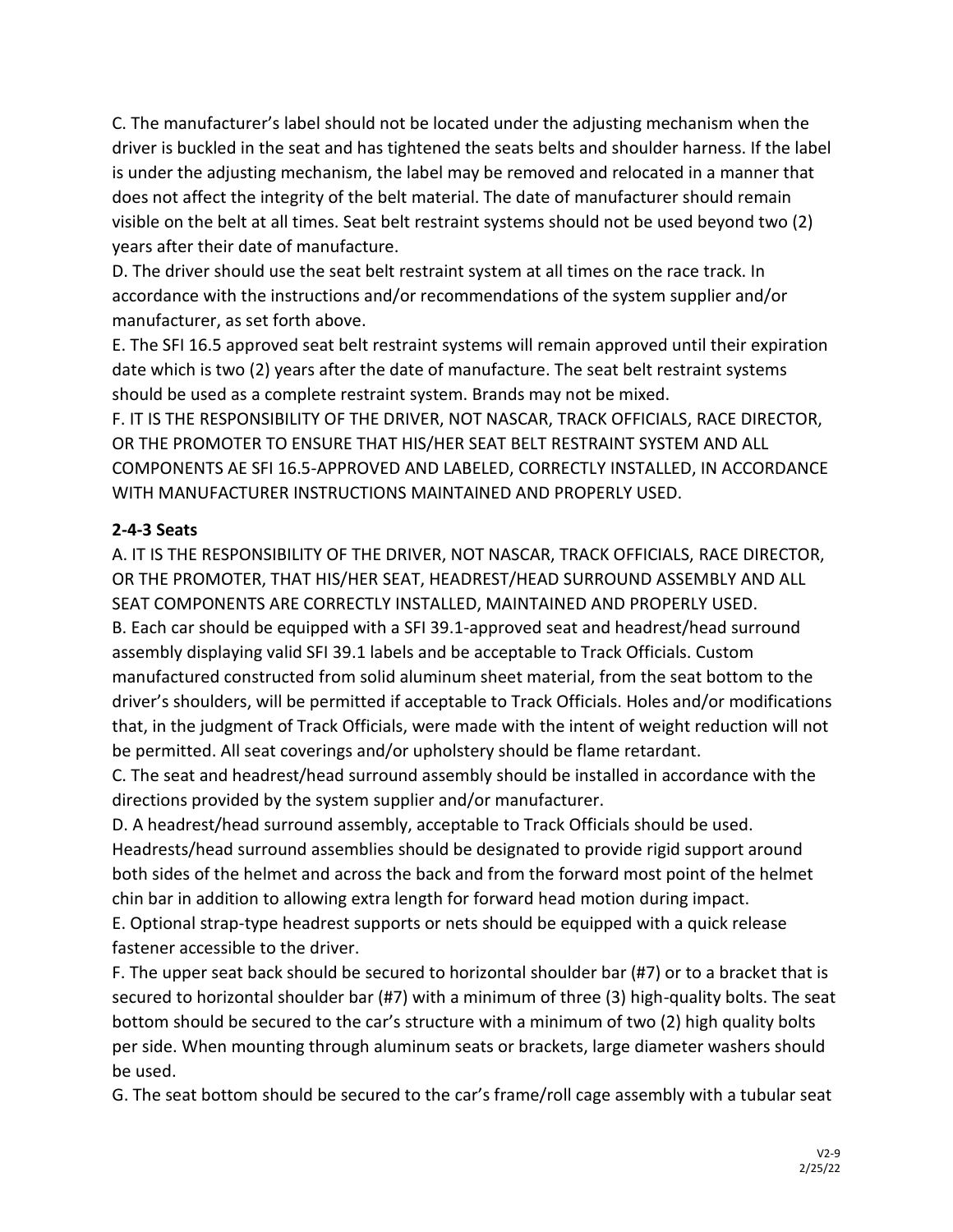C. The manufacturer's label should not be located under the adjusting mechanism when the driver is buckled in the seat and has tightened the seats belts and shoulder harness. If the label is under the adjusting mechanism, the label may be removed and relocated in a manner that does not affect the integrity of the belt material. The date of manufacturer should remain visible on the belt at all times. Seat belt restraint systems should not be used beyond two (2) years after their date of manufacture.

D. The driver should use the seat belt restraint system at all times on the race track. In accordance with the instructions and/or recommendations of the system supplier and/or manufacturer, as set forth above.

E. The SFI 16.5 approved seat belt restraint systems will remain approved until their expiration date which is two (2) years after the date of manufacture. The seat belt restraint systems should be used as a complete restraint system. Brands may not be mixed.

F. IT IS THE RESPONSIBILITY OF THE DRIVER, NOT NASCAR, TRACK OFFICIALS, RACE DIRECTOR, OR THE PROMOTER TO ENSURE THAT HIS/HER SEAT BELT RESTRAINT SYSTEM AND ALL COMPONENTS AE SFI 16.5-APPROVED AND LABELED, CORRECTLY INSTALLED, IN ACCORDANCE WITH MANUFACTURER INSTRUCTIONS MAINTAINED AND PROPERLY USED.

**2-4-3 Seats**

A. IT IS THE RESPONSIBILITY OF THE DRIVER, NOT NASCAR, TRACK OFFICIALS, RACE DIRECTOR, OR THE PROMOTER, THAT HIS/HER SEAT, HEADREST/HEAD SURROUND ASSEMBLY AND ALL SEAT COMPONENTS ARE CORRECTLY INSTALLED, MAINTAINED AND PROPERLY USED.

B. Each car should be equipped with a SFI 39.1-approved seat and headrest/head surround assembly displaying valid SFI 39.1 labels and be acceptable to Track Officials. Custom manufactured constructed from solid aluminum sheet material, from the seat bottom to the driver's shoulders, will be permitted if acceptable to Track Officials. Holes and/or modifications that, in the judgment of Track Officials, were made with the intent of weight reduction will not be permitted. All seat coverings and/or upholstery should be flame retardant.

C. The seat and headrest/head surround assembly should be installed in accordance with the directions provided by the system supplier and/or manufacturer.

D. A headrest/head surround assembly, acceptable to Track Officials should be used. Headrests/head surround assemblies should be designated to provide rigid support around both sides of the helmet and across the back and from the forward most point of the helmet chin bar in addition to allowing extra length for forward head motion during impact.

E. Optional strap-type headrest supports or nets should be equipped with a quick release fastener accessible to the driver.

F. The upper seat back should be secured to horizontal shoulder bar (#7) or to a bracket that is secured to horizontal shoulder bar (#7) with a minimum of three (3) high-quality bolts. The seat bottom should be secured to the car's structure with a minimum of two (2) high quality bolts per side. When mounting through aluminum seats or brackets, large diameter washers should be used.

G. The seat bottom should be secured to the car's frame/roll cage assembly with a tubular seat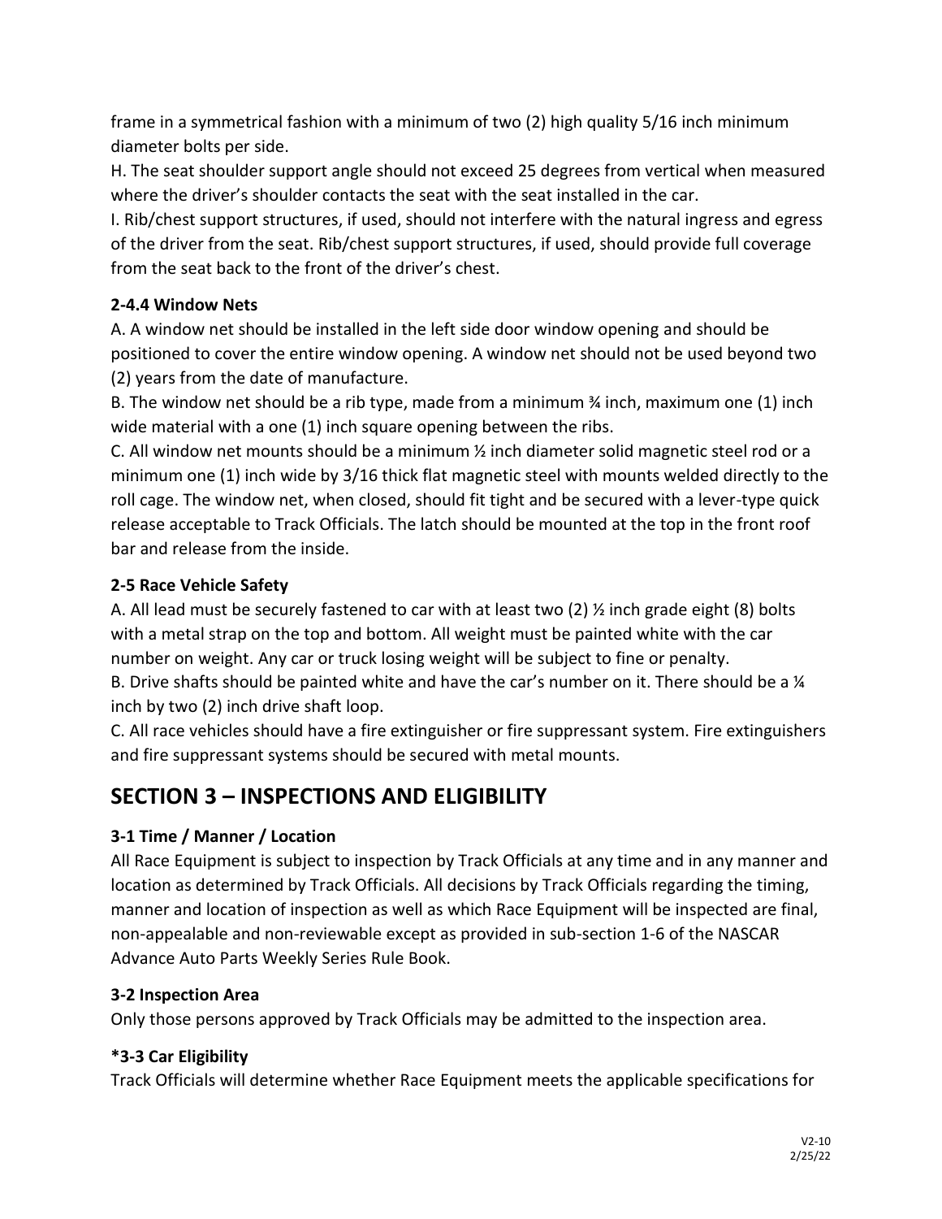frame in a symmetrical fashion with a minimum of two (2) high quality 5/16 inch minimum diameter bolts per side.

H. The seat shoulder support angle should not exceed 25 degrees from vertical when measured where the driver's shoulder contacts the seat with the seat installed in the car.

I. Rib/chest support structures, if used, should not interfere with the natural ingress and egress of the driver from the seat. Rib/chest support structures, if used, should provide full coverage from the seat back to the front of the driver's chest.

### 2-4.4 Window Nets

A. A window net should be installed in the left side door window opening and should be positioned to cover the entire window opening. A window net should not be used beyond two (2) years from the date of manufacture.

B. The window net should be a rib type, made from a minimum ¾ inch, maximum one (1) inch wide material with a one (1) inch square opening between the ribs.

C. All window net mounts should be a minimum ½ inch diameter solid magnetic steel rod or a minimum one (1) inch wide by 3/16 thick flat magnetic steel with mounts welded directly to the roll cage. The window net, when closed, should fit tight and be secured with a lever-type quick release acceptable to Track Officials. The latch should be mounted at the top in the front roof bar and release from the inside.

### 2-5 Race Vehicle Safety

A. All lead must be securely fastened to car with at least two (2) ½ inch grade eight (8) bolts with a metal strap on the top and bottom. All weight must be painted white with the car number on weight. Any car or truck losing weight will be subject to fine or penalty.

B. Drive shafts should be painted white and have the car's number on it. There should be a ¼ inch by two (2) inch drive shaft loop.

C. All race vehicles should have a fire extinguisher or fire suppressant system. Fire extinguishers and fire suppressant systems should be secured with metal mounts.

## SECTION 3 – INSPECTIONS AND ELIGIBILITY

### 3-1 Time / Manner / Location

All Race Equipment is subject to inspection by Track Officials at any time and in any manner and location as determined by Track Officials. All decisions by Track Officials regarding the timing, manner and location of inspection as well as which Race Equipment will be inspected are final, non-appealable and non-reviewable except as provided in sub-section 1-6 of the NASCAR Advance Auto Parts Weekly Series Rule Book.

### 3-2 Inspection Area

Only those persons approved by Track Officials may be admitted to the inspection area.

### *3-3 Car Eligibility

Track Officials will determine whether Race Equipment meets the applicable specifications for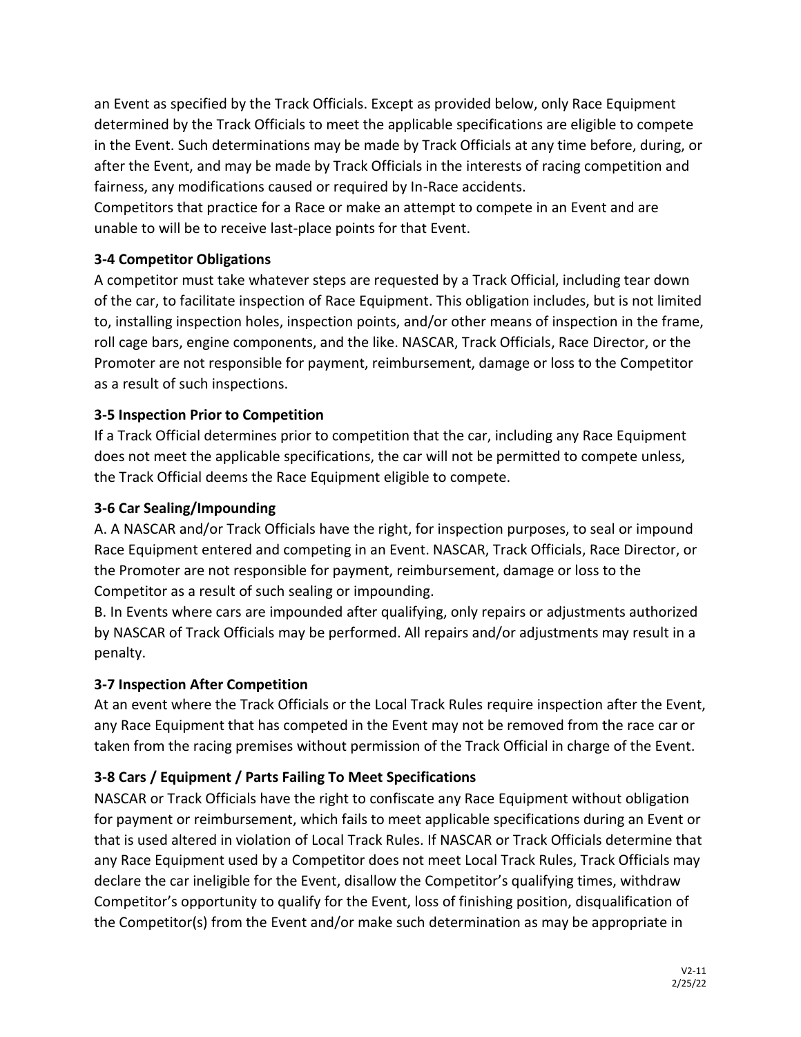an Event as specified by the Track Officials. Except as provided below, only Race Equipment determined by the Track Officials to meet the applicable specifications are eligible to compete in the Event. Such determinations may be made by Track Officials at any time before, during, or after the Event, and may be made by Track Officials in the interests of racing competition and fairness, any modifications caused or required by In-Race accidents.
Competitors that practice for a Race or make an attempt to compete in an Event and are unable to will be to receive last-place points for that Event.

### 3-4 Competitor Obligations

A competitor must take whatever steps are requested by a Track Official, including tear down of the car, to facilitate inspection of Race Equipment. This obligation includes, but is not limited to, installing inspection holes, inspection points, and/or other means of inspection in the frame, roll cage bars, engine components, and the like. NASCAR, Track Officials, Race Director, or the Promoter are not responsible for payment, reimbursement, damage or loss to the Competitor as a result of such inspections.

### 3-5 Inspection Prior to Competition

If a Track Official determines prior to competition that the car, including any Race Equipment does not meet the applicable specifications, the car will not be permitted to compete unless, the Track Official deems the Race Equipment eligible to compete.

### 3-6 Car Sealing/Impounding

A. A NASCAR and/or Track Officials have the right, for inspection purposes, to seal or impound Race Equipment entered and competing in an Event. NASCAR, Track Officials, Race Director, or the Promoter are not responsible for payment, reimbursement, damage or loss to the Competitor as a result of such sealing or impounding.
B. In Events where cars are impounded after qualifying, only repairs or adjustments authorized by NASCAR of Track Officials may be performed. All repairs and/or adjustments may result in a penalty.

### 3-7 Inspection After Competition

At an event where the Track Officials or the Local Track Rules require inspection after the Event, any Race Equipment that has competed in the Event may not be removed from the race car or taken from the racing premises without permission of the Track Official in charge of the Event.

### 3-8 Cars / Equipment / Parts Failing To Meet Specifications

NASCAR or Track Officials have the right to confiscate any Race Equipment without obligation for payment or reimbursement, which fails to meet applicable specifications during an Event or that is used altered in violation of Local Track Rules. If NASCAR or Track Officials determine that any Race Equipment used by a Competitor does not meet Local Track Rules, Track Officials may declare the car ineligible for the Event, disallow the Competitor's qualifying times, withdraw Competitor's opportunity to qualify for the Event, loss of finishing position, disqualification of the Competitor(s) from the Event and/or make such determination as may be appropriate in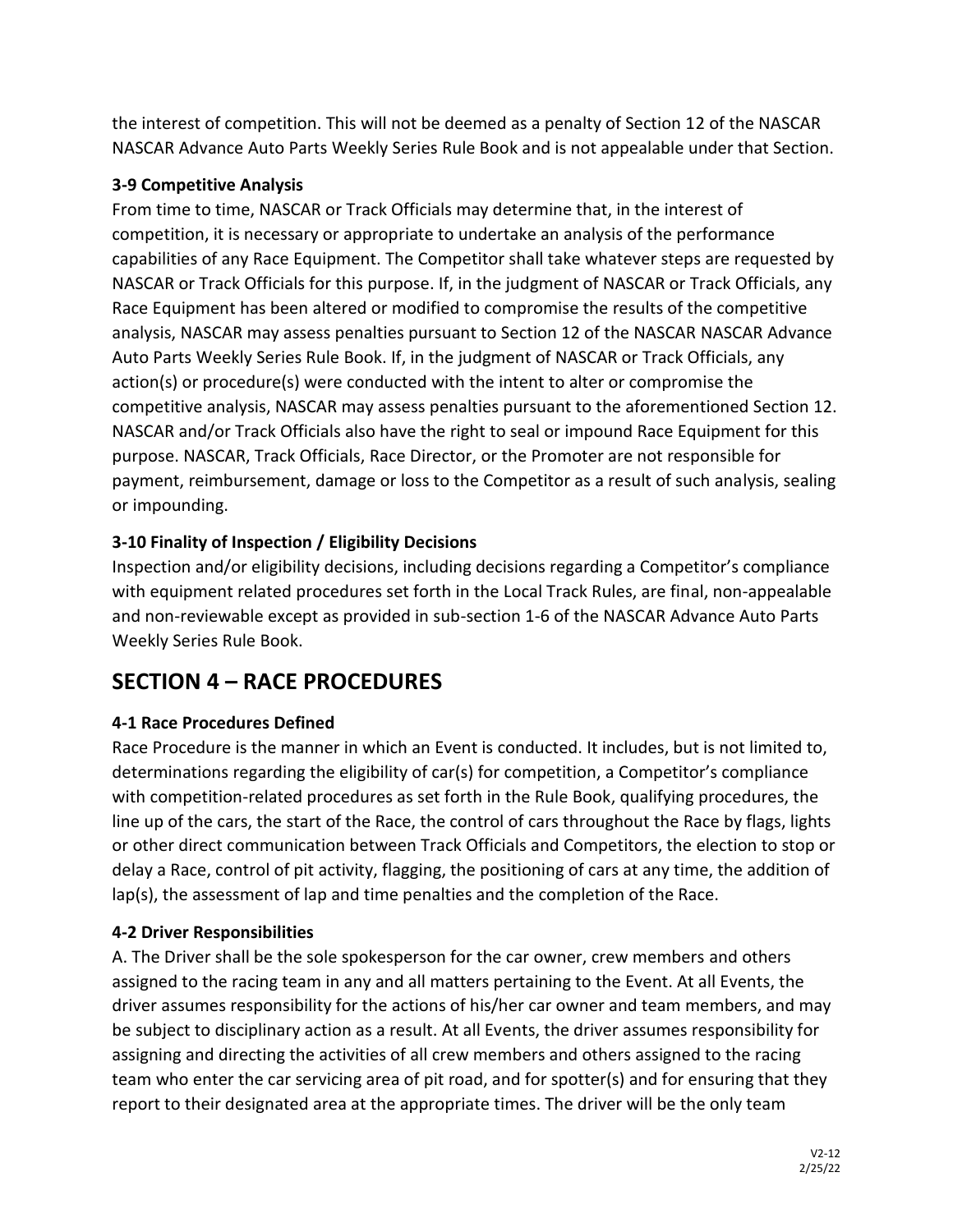the interest of competition. This will not be deemed as a penalty of Section 12 of the NASCAR NASCAR Advance Auto Parts Weekly Series Rule Book and is not appealable under that Section.

**3-9 Competitive Analysis**

From time to time, NASCAR or Track Officials may determine that, in the interest of competition, it is necessary or appropriate to undertake an analysis of the performance capabilities of any Race Equipment. The Competitor shall take whatever steps are requested by NASCAR or Track Officials for this purpose. If, in the judgment of NASCAR or Track Officials, any Race Equipment has been altered or modified to compromise the results of the competitive analysis, NASCAR may assess penalties pursuant to Section 12 of the NASCAR NASCAR Advance Auto Parts Weekly Series Rule Book. If, in the judgment of NASCAR or Track Officials, any action(s) or procedure(s) were conducted with the intent to alter or compromise the competitive analysis, NASCAR may assess penalties pursuant to the aforementioned Section 12. NASCAR and/or Track Officials also have the right to seal or impound Race Equipment for this purpose. NASCAR, Track Officials, Race Director, or the Promoter are not responsible for payment, reimbursement, damage or loss to the Competitor as a result of such analysis, sealing or impounding.

**3-10 Finality of Inspection / Eligibility Decisions**

Inspection and/or eligibility decisions, including decisions regarding a Competitor's compliance with equipment related procedures set forth in the Local Track Rules, are final, non-appealable and non-reviewable except as provided in sub-section 1-6 of the NASCAR Advance Auto Parts Weekly Series Rule Book.

# SECTION 4 – RACE PROCEDURES

**4-1 Race Procedures Defined**

Race Procedure is the manner in which an Event is conducted. It includes, but is not limited to, determinations regarding the eligibility of car(s) for competition, a Competitor's compliance with competition-related procedures as set forth in the Rule Book, qualifying procedures, the line up of the cars, the start of the Race, the control of cars throughout the Race by flags, lights or other direct communication between Track Officials and Competitors, the election to stop or delay a Race, control of pit activity, flagging, the positioning of cars at any time, the addition of lap(s), the assessment of lap and time penalties and the completion of the Race.

**4-2 Driver Responsibilities**

A. The Driver shall be the sole spokesperson for the car owner, crew members and others assigned to the racing team in any and all matters pertaining to the Event. At all Events, the driver assumes responsibility for the actions of his/her car owner and team members, and may be subject to disciplinary action as a result. At all Events, the driver assumes responsibility for assigning and directing the activities of all crew members and others assigned to the racing team who enter the car servicing area of pit road, and for spotter(s) and for ensuring that they report to their designated area at the appropriate times. The driver will be the only team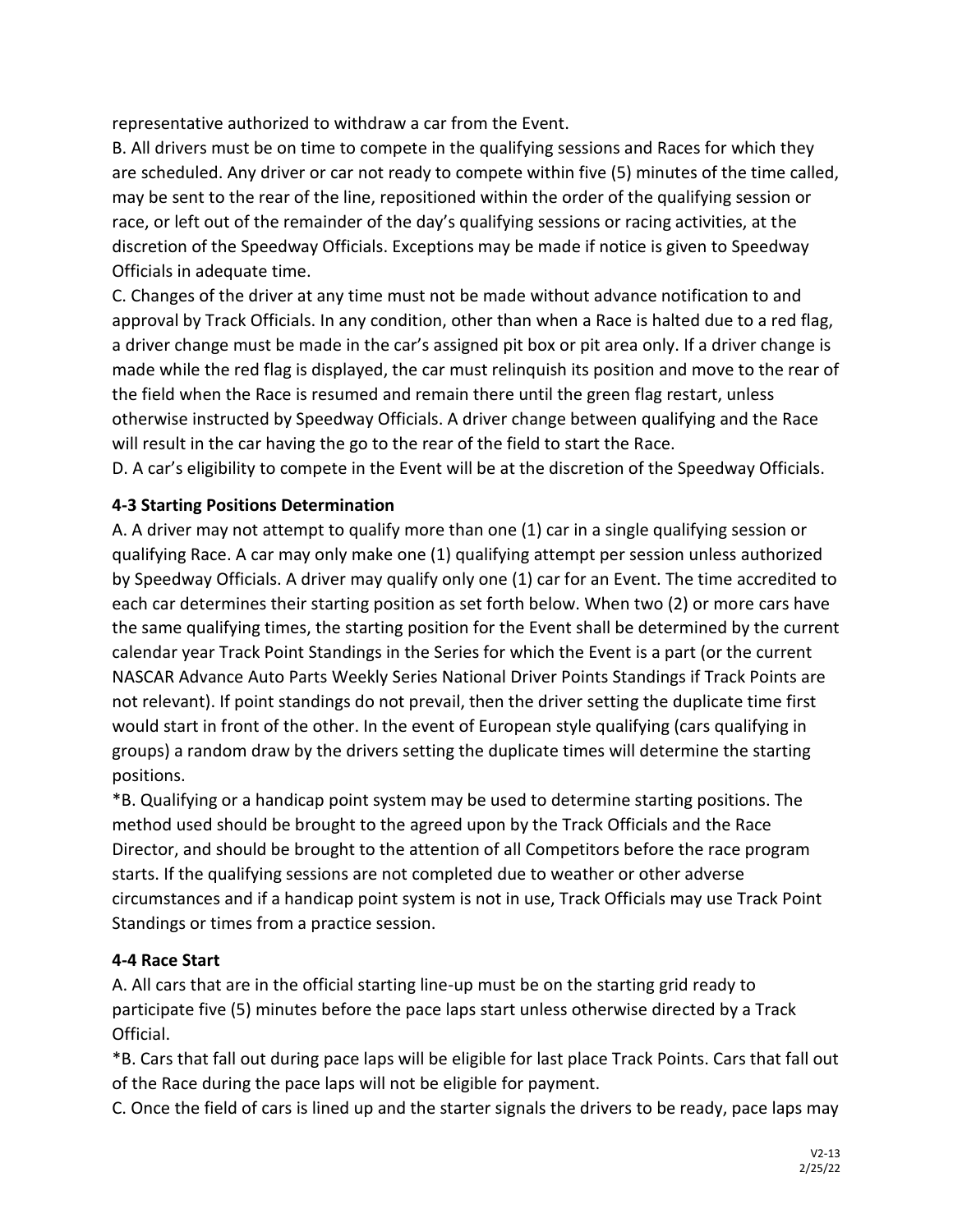representative authorized to withdraw a car from the Event.

B. All drivers must be on time to compete in the qualifying sessions and Races for which they are scheduled. Any driver or car not ready to compete within five (5) minutes of the time called, may be sent to the rear of the line, repositioned within the order of the qualifying session or race, or left out of the remainder of the day's qualifying sessions or racing activities, at the discretion of the Speedway Officials. Exceptions may be made if notice is given to Speedway Officials in adequate time.

C. Changes of the driver at any time must not be made without advance notification to and approval by Track Officials. In any condition, other than when a Race is halted due to a red flag, a driver change must be made in the car's assigned pit box or pit area only. If a driver change is made while the red flag is displayed, the car must relinquish its position and move to the rear of the field when the Race is resumed and remain there until the green flag restart, unless otherwise instructed by Speedway Officials. A driver change between qualifying and the Race will result in the car having the go to the rear of the field to start the Race.

D. A car's eligibility to compete in the Event will be at the discretion of the Speedway Officials.

**4-3 Starting Positions Determination**

A. A driver may not attempt to qualify more than one (1) car in a single qualifying session or qualifying Race. A car may only make one (1) qualifying attempt per session unless authorized by Speedway Officials. A driver may qualify only one (1) car for an Event. The time accredited to each car determines their starting position as set forth below. When two (2) or more cars have the same qualifying times, the starting position for the Event shall be determined by the current calendar year Track Point Standings in the Series for which the Event is a part (or the current NASCAR Advance Auto Parts Weekly Series National Driver Points Standings if Track Points are not relevant). If point standings do not prevail, then the driver setting the duplicate time first would start in front of the other. In the event of European style qualifying (cars qualifying in groups) a random draw by the drivers setting the duplicate times will determine the starting positions.

*B. Qualifying or a handicap point system may be used to determine starting positions. The method used should be brought to the agreed upon by the Track Officials and the Race Director, and should be brought to the attention of all Competitors before the race program starts. If the qualifying sessions are not completed due to weather or other adverse circumstances and if a handicap point system is not in use, Track Officials may use Track Point Standings or times from a practice session.

**4-4 Race Start**

A. All cars that are in the official starting line-up must be on the starting grid ready to participate five (5) minutes before the pace laps start unless otherwise directed by a Track Official.

*B. Cars that fall out during pace laps will be eligible for last place Track Points. Cars that fall out of the Race during the pace laps will not be eligible for payment.

C. Once the field of cars is lined up and the starter signals the drivers to be ready, pace laps may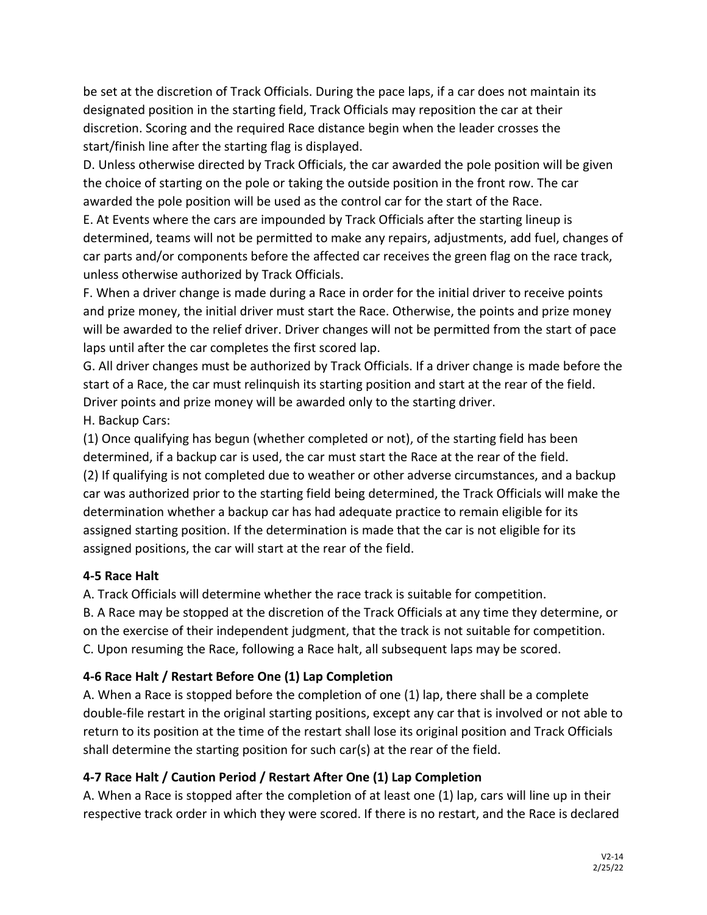be set at the discretion of Track Officials. During the pace laps, if a car does not maintain its designated position in the starting field, Track Officials may reposition the car at their discretion. Scoring and the required Race distance begin when the leader crosses the start/finish line after the starting flag is displayed.

D. Unless otherwise directed by Track Officials, the car awarded the pole position will be given the choice of starting on the pole or taking the outside position in the front row. The car awarded the pole position will be used as the control car for the start of the Race.

E. At Events where the cars are impounded by Track Officials after the starting lineup is determined, teams will not be permitted to make any repairs, adjustments, add fuel, changes of car parts and/or components before the affected car receives the green flag on the race track, unless otherwise authorized by Track Officials.

F. When a driver change is made during a Race in order for the initial driver to receive points and prize money, the initial driver must start the Race. Otherwise, the points and prize money will be awarded to the relief driver. Driver changes will not be permitted from the start of pace laps until after the car completes the first scored lap.

G. All driver changes must be authorized by Track Officials. If a driver change is made before the start of a Race, the car must relinquish its starting position and start at the rear of the field. Driver points and prize money will be awarded only to the starting driver.

H. Backup Cars:

(1) Once qualifying has begun (whether completed or not), of the starting field has been determined, if a backup car is used, the car must start the Race at the rear of the field.

(2) If qualifying is not completed due to weather or other adverse circumstances, and a backup car was authorized prior to the starting field being determined, the Track Officials will make the determination whether a backup car has had adequate practice to remain eligible for its assigned starting position. If the determination is made that the car is not eligible for its assigned positions, the car will start at the rear of the field.

**4-5 Race Halt**

A. Track Officials will determine whether the race track is suitable for competition.

B. A Race may be stopped at the discretion of the Track Officials at any time they determine, or on the exercise of their independent judgment, that the track is not suitable for competition.

C. Upon resuming the Race, following a Race halt, all subsequent laps may be scored.

**4-6 Race Halt / Restart Before One (1) Lap Completion**

A. When a Race is stopped before the completion of one (1) lap, there shall be a complete double-file restart in the original starting positions, except any car that is involved or not able to return to its position at the time of the restart shall lose its original position and Track Officials shall determine the starting position for such car(s) at the rear of the field.

**4-7 Race Halt / Caution Period / Restart After One (1) Lap Completion**

A. When a Race is stopped after the completion of at least one (1) lap, cars will line up in their respective track order in which they were scored. If there is no restart, and the Race is declared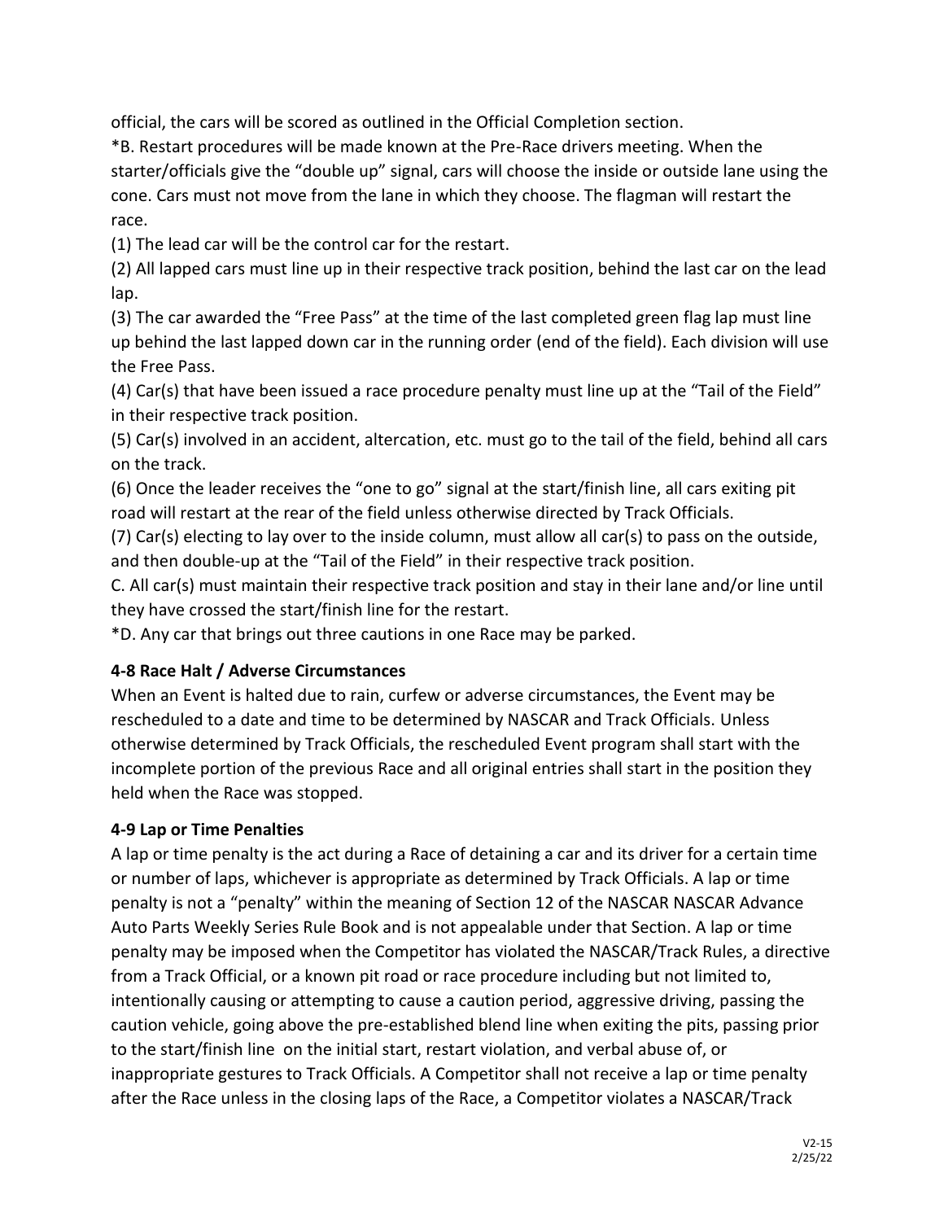official, the cars will be scored as outlined in the Official Completion section.

*B. Restart procedures will be made known at the Pre-Race drivers meeting. When the starter/officials give the "double up" signal, cars will choose the inside or outside lane using the cone. Cars must not move from the lane in which they choose. The flagman will restart the race.

(1) The lead car will be the control car for the restart.

(2) All lapped cars must line up in their respective track position, behind the last car on the lead lap.

(3) The car awarded the "Free Pass" at the time of the last completed green flag lap must line up behind the last lapped down car in the running order (end of the field). Each division will use the Free Pass.

(4) Car(s) that have been issued a race procedure penalty must line up at the "Tail of the Field" in their respective track position.

(5) Car(s) involved in an accident, altercation, etc. must go to the tail of the field, behind all cars on the track.

(6) Once the leader receives the "one to go" signal at the start/finish line, all cars exiting pit road will restart at the rear of the field unless otherwise directed by Track Officials.

(7) Car(s) electing to lay over to the inside column, must allow all car(s) to pass on the outside, and then double-up at the "Tail of the Field" in their respective track position.

C. All car(s) must maintain their respective track position and stay in their lane and/or line until they have crossed the start/finish line for the restart.

*D. Any car that brings out three cautions in one Race may be parked.

### 4-8 Race Halt / Adverse Circumstances

When an Event is halted due to rain, curfew or adverse circumstances, the Event may be rescheduled to a date and time to be determined by NASCAR and Track Officials. Unless otherwise determined by Track Officials, the rescheduled Event program shall start with the incomplete portion of the previous Race and all original entries shall start in the position they held when the Race was stopped.

### 4-9 Lap or Time Penalties

A lap or time penalty is the act during a Race of detaining a car and its driver for a certain time or number of laps, whichever is appropriate as determined by Track Officials. A lap or time penalty is not a "penalty" within the meaning of Section 12 of the NASCAR NASCAR Advance Auto Parts Weekly Series Rule Book and is not appealable under that Section. A lap or time penalty may be imposed when the Competitor has violated the NASCAR/Track Rules, a directive from a Track Official, or a known pit road or race procedure including but not limited to, intentionally causing or attempting to cause a caution period, aggressive driving, passing the caution vehicle, going above the pre-established blend line when exiting the pits, passing prior to the start/finish line on the initial start, restart violation, and verbal abuse of, or inappropriate gestures to Track Officials. A Competitor shall not receive a lap or time penalty after the Race unless in the closing laps of the Race, a Competitor violates a NASCAR/Track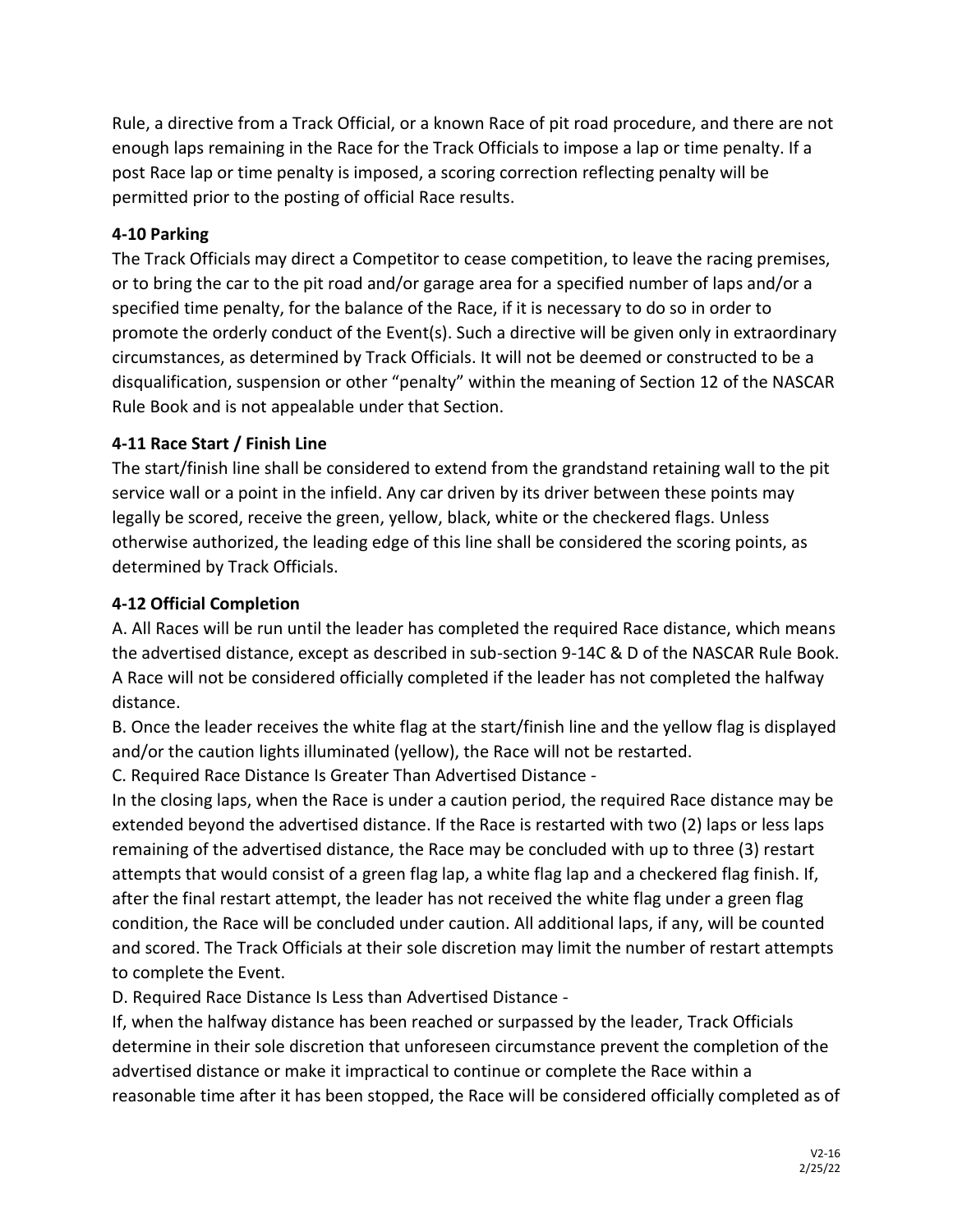Rule, a directive from a Track Official, or a known Race of pit road procedure, and there are not enough laps remaining in the Race for the Track Officials to impose a lap or time penalty. If a post Race lap or time penalty is imposed, a scoring correction reflecting penalty will be permitted prior to the posting of official Race results.

### 4-10 Parking

The Track Officials may direct a Competitor to cease competition, to leave the racing premises, or to bring the car to the pit road and/or garage area for a specified number of laps and/or a specified time penalty, for the balance of the Race, if it is necessary to do so in order to promote the orderly conduct of the Event(s). Such a directive will be given only in extraordinary circumstances, as determined by Track Officials. It will not be deemed or constructed to be a disqualification, suspension or other "penalty" within the meaning of Section 12 of the NASCAR Rule Book and is not appealable under that Section.

### 4-11 Race Start / Finish Line

The start/finish line shall be considered to extend from the grandstand retaining wall to the pit service wall or a point in the infield. Any car driven by its driver between these points may legally be scored, receive the green, yellow, black, white or the checkered flags. Unless otherwise authorized, the leading edge of this line shall be considered the scoring points, as determined by Track Officials.

### 4-12 Official Completion

A. All Races will be run until the leader has completed the required Race distance, which means the advertised distance, except as described in sub-section 9-14C & D of the NASCAR Rule Book. A Race will not be considered officially completed if the leader has not completed the halfway distance.

B. Once the leader receives the white flag at the start/finish line and the yellow flag is displayed and/or the caution lights illuminated (yellow), the Race will not be restarted.

C. Required Race Distance Is Greater Than Advertised Distance -

In the closing laps, when the Race is under a caution period, the required Race distance may be extended beyond the advertised distance. If the Race is restarted with two (2) laps or less laps remaining of the advertised distance, the Race may be concluded with up to three (3) restart attempts that would consist of a green flag lap, a white flag lap and a checkered flag finish. If, after the final restart attempt, the leader has not received the white flag under a green flag condition, the Race will be concluded under caution. All additional laps, if any, will be counted and scored. The Track Officials at their sole discretion may limit the number of restart attempts to complete the Event.

D. Required Race Distance Is Less than Advertised Distance -

If, when the halfway distance has been reached or surpassed by the leader, Track Officials determine in their sole discretion that unforeseen circumstance prevent the completion of the advertised distance or make it impractical to continue or complete the Race within a reasonable time after it has been stopped, the Race will be considered officially completed as of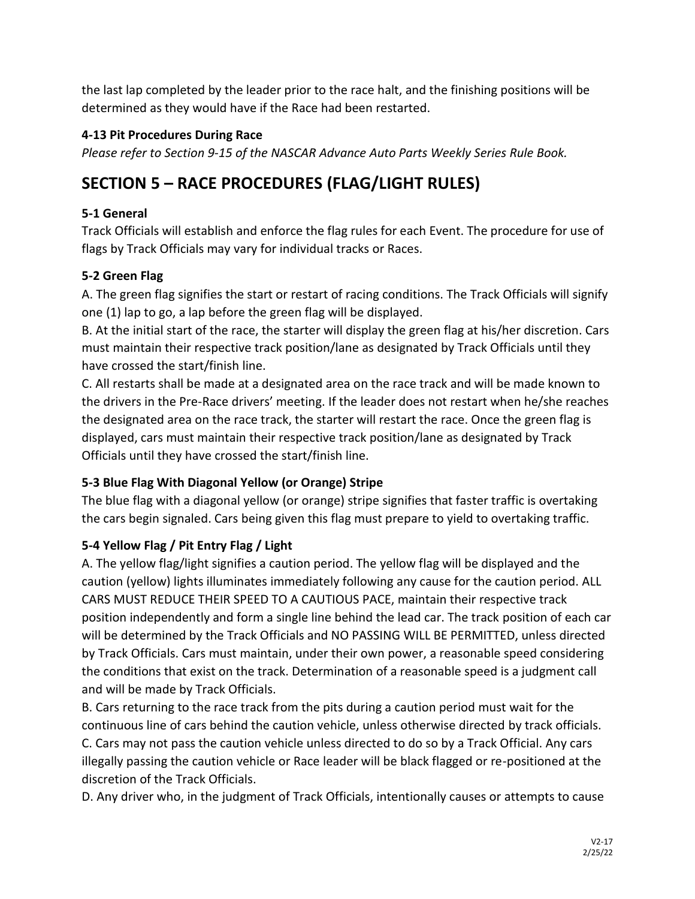the last lap completed by the leader prior to the race halt, and the finishing positions will be determined as they would have if the Race had been restarted.

### 4-13 Pit Procedures During Race

*Please refer to Section 9-15 of the NASCAR Advance Auto Parts Weekly Series Rule Book.*

# SECTION 5 – RACE PROCEDURES (FLAG/LIGHT RULES)

### 5-1 General

Track Officials will establish and enforce the flag rules for each Event. The procedure for use of flags by Track Officials may vary for individual tracks or Races.

### 5-2 Green Flag

A. The green flag signifies the start or restart of racing conditions. The Track Officials will signify one (1) lap to go, a lap before the green flag will be displayed.

B. At the initial start of the race, the starter will display the green flag at his/her discretion. Cars must maintain their respective track position/lane as designated by Track Officials until they have crossed the start/finish line.

C. All restarts shall be made at a designated area on the race track and will be made known to the drivers in the Pre-Race drivers' meeting. If the leader does not restart when he/she reaches the designated area on the race track, the starter will restart the race. Once the green flag is displayed, cars must maintain their respective track position/lane as designated by Track Officials until they have crossed the start/finish line.

### 5-3 Blue Flag With Diagonal Yellow (or Orange) Stripe

The blue flag with a diagonal yellow (or orange) stripe signifies that faster traffic is overtaking the cars begin signaled. Cars being given this flag must prepare to yield to overtaking traffic.

### 5-4 Yellow Flag / Pit Entry Flag / Light

A. The yellow flag/light signifies a caution period. The yellow flag will be displayed and the caution (yellow) lights illuminates immediately following any cause for the caution period. ALL CARS MUST REDUCE THEIR SPEED TO A CAUTIOUS PACE, maintain their respective track position independently and form a single line behind the lead car. The track position of each car will be determined by the Track Officials and NO PASSING WILL BE PERMITTED, unless directed by Track Officials. Cars must maintain, under their own power, a reasonable speed considering the conditions that exist on the track. Determination of a reasonable speed is a judgment call and will be made by Track Officials.

B. Cars returning to the race track from the pits during a caution period must wait for the continuous line of cars behind the caution vehicle, unless otherwise directed by track officials.

C. Cars may not pass the caution vehicle unless directed to do so by a Track Official. Any cars illegally passing the caution vehicle or Race leader will be black flagged or re-positioned at the discretion of the Track Officials.

D. Any driver who, in the judgment of Track Officials, intentionally causes or attempts to cause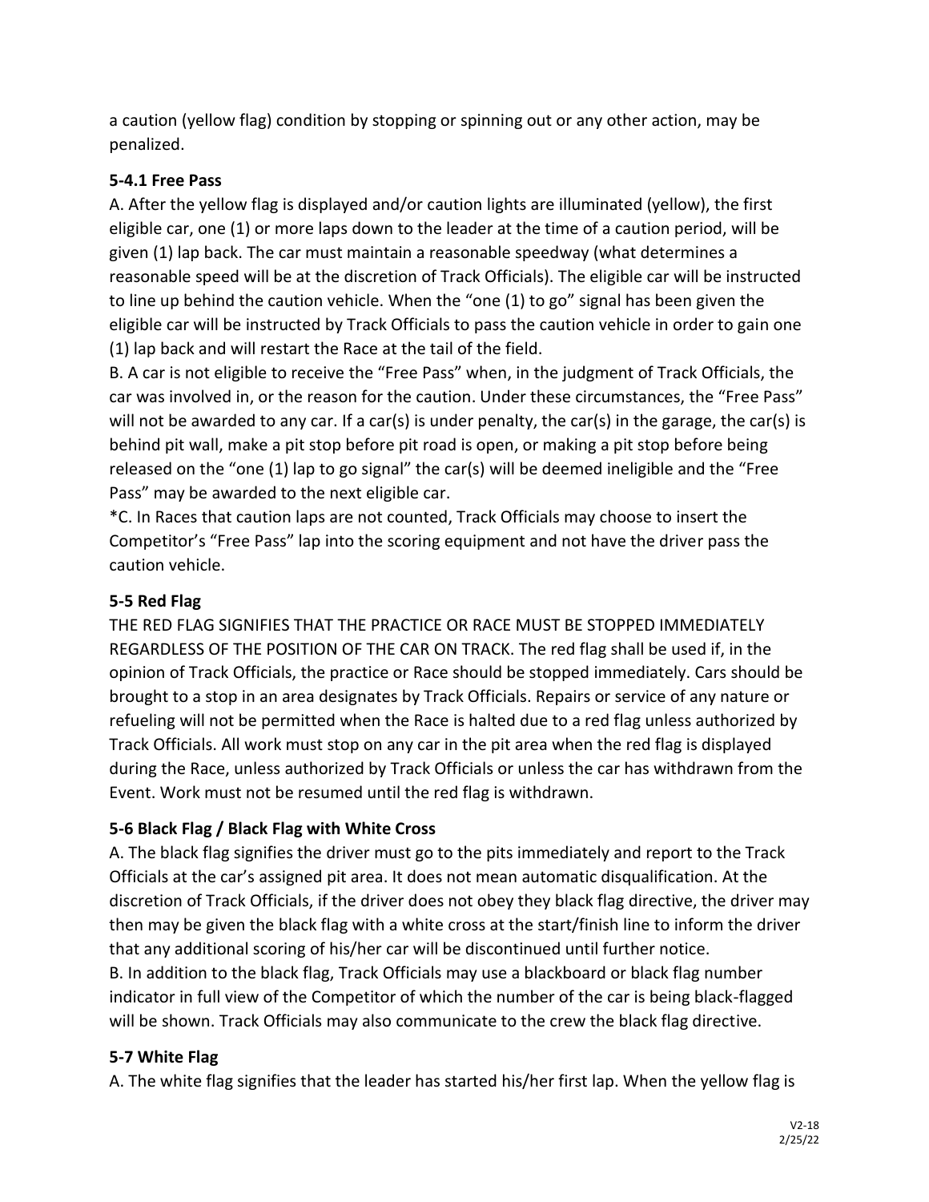a caution (yellow flag) condition by stopping or spinning out or any other action, may be penalized.

### 5-4.1 Free Pass

A. After the yellow flag is displayed and/or caution lights are illuminated (yellow), the first eligible car, one (1) or more laps down to the leader at the time of a caution period, will be given (1) lap back. The car must maintain a reasonable speedway (what determines a reasonable speed will be at the discretion of Track Officials). The eligible car will be instructed to line up behind the caution vehicle. When the "one (1) to go" signal has been given the eligible car will be instructed by Track Officials to pass the caution vehicle in order to gain one (1) lap back and will restart the Race at the tail of the field.

B. A car is not eligible to receive the "Free Pass" when, in the judgment of Track Officials, the car was involved in, or the reason for the caution. Under these circumstances, the "Free Pass" will not be awarded to any car. If a car(s) is under penalty, the car(s) in the garage, the car(s) is behind pit wall, make a pit stop before pit road is open, or making a pit stop before being released on the "one (1) lap to go signal" the car(s) will be deemed ineligible and the "Free Pass" may be awarded to the next eligible car.

*C. In Races that caution laps are not counted, Track Officials may choose to insert the Competitor's "Free Pass" lap into the scoring equipment and not have the driver pass the caution vehicle.

### 5-5 Red Flag

THE RED FLAG SIGNIFIES THAT THE PRACTICE OR RACE MUST BE STOPPED IMMEDIATELY REGARDLESS OF THE POSITION OF THE CAR ON TRACK. The red flag shall be used if, in the opinion of Track Officials, the practice or Race should be stopped immediately. Cars should be brought to a stop in an area designates by Track Officials. Repairs or service of any nature or refueling will not be permitted when the Race is halted due to a red flag unless authorized by Track Officials. All work must stop on any car in the pit area when the red flag is displayed during the Race, unless authorized by Track Officials or unless the car has withdrawn from the Event. Work must not be resumed until the red flag is withdrawn.

### 5-6 Black Flag / Black Flag with White Cross

A. The black flag signifies the driver must go to the pits immediately and report to the Track Officials at the car's assigned pit area. It does not mean automatic disqualification. At the discretion of Track Officials, if the driver does not obey they black flag directive, the driver may then may be given the black flag with a white cross at the start/finish line to inform the driver that any additional scoring of his/her car will be discontinued until further notice.

B. In addition to the black flag, Track Officials may use a blackboard or black flag number indicator in full view of the Competitor of which the number of the car is being black-flagged will be shown. Track Officials may also communicate to the crew the black flag directive.

### 5-7 White Flag

A. The white flag signifies that the leader has started his/her first lap. When the yellow flag is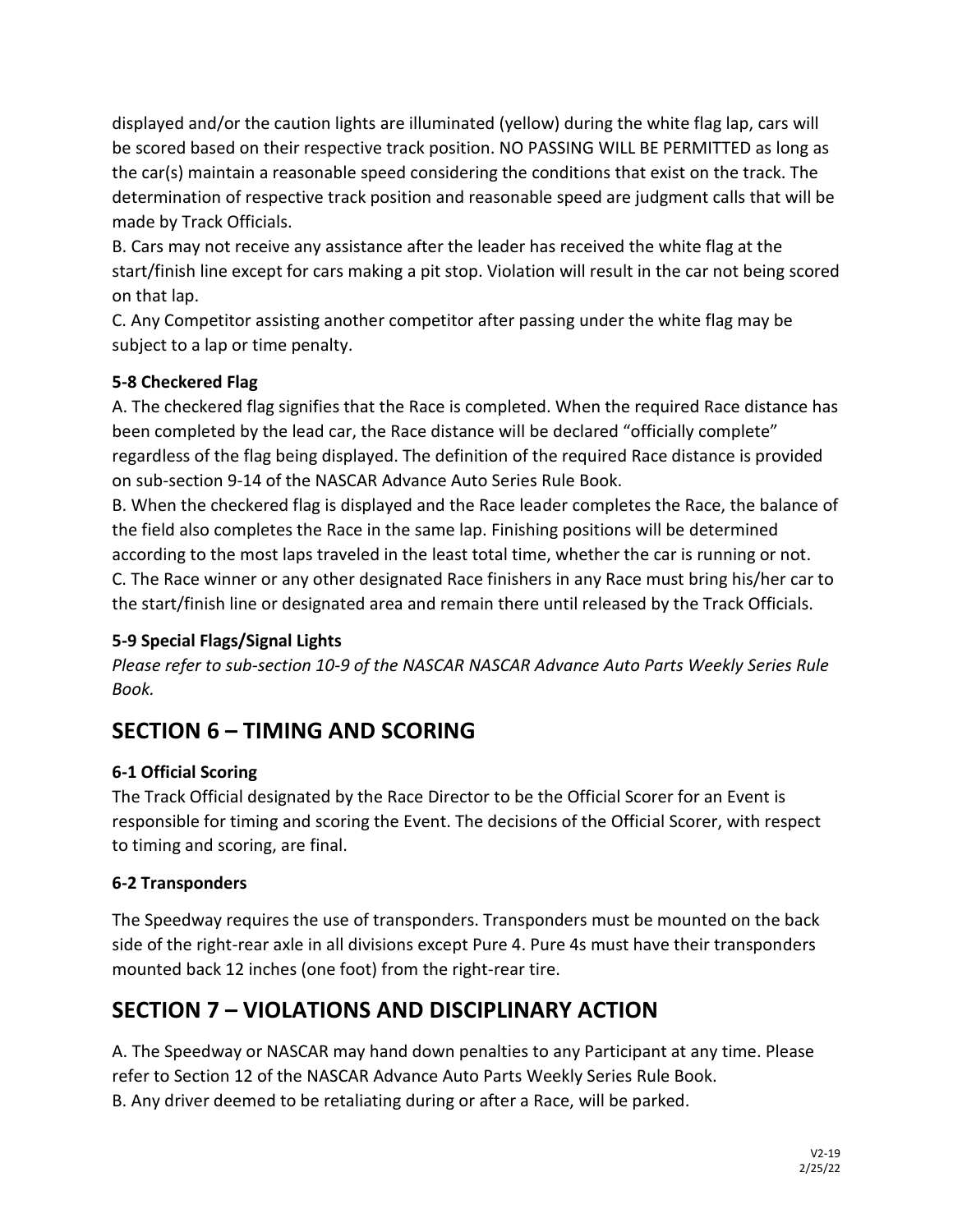displayed and/or the caution lights are illuminated (yellow) during the white flag lap, cars will be scored based on their respective track position. NO PASSING WILL BE PERMITTED as long as the car(s) maintain a reasonable speed considering the conditions that exist on the track. The determination of respective track position and reasonable speed are judgment calls that will be made by Track Officials.

B. Cars may not receive any assistance after the leader has received the white flag at the start/finish line except for cars making a pit stop. Violation will result in the car not being scored on that lap.

C. Any Competitor assisting another competitor after passing under the white flag may be subject to a lap or time penalty.

### 5-8 Checkered Flag

A. The checkered flag signifies that the Race is completed. When the required Race distance has been completed by the lead car, the Race distance will be declared "officially complete" regardless of the flag being displayed. The definition of the required Race distance is provided on sub-section 9-14 of the NASCAR Advance Auto Series Rule Book.

B. When the checkered flag is displayed and the Race leader completes the Race, the balance of the field also completes the Race in the same lap. Finishing positions will be determined according to the most laps traveled in the least total time, whether the car is running or not.

C. The Race winner or any other designated Race finishers in any Race must bring his/her car to the start/finish line or designated area and remain there until released by the Track Officials.

### 5-9 Special Flags/Signal Lights

*Please refer to sub-section 10-9 of the NASCAR NASCAR Advance Auto Parts Weekly Series Rule Book.*

## SECTION 6 – TIMING AND SCORING

### 6-1 Official Scoring

The Track Official designated by the Race Director to be the Official Scorer for an Event is responsible for timing and scoring the Event. The decisions of the Official Scorer, with respect to timing and scoring, are final.

### 6-2 Transponders

The Speedway requires the use of transponders. Transponders must be mounted on the back side of the right-rear axle in all divisions except Pure 4. Pure 4s must have their transponders mounted back 12 inches (one foot) from the right-rear tire.

## SECTION 7 – VIOLATIONS AND DISCIPLINARY ACTION

A. The Speedway or NASCAR may hand down penalties to any Participant at any time. Please refer to Section 12 of the NASCAR Advance Auto Parts Weekly Series Rule Book.

B. Any driver deemed to be retaliating during or after a Race, will be parked.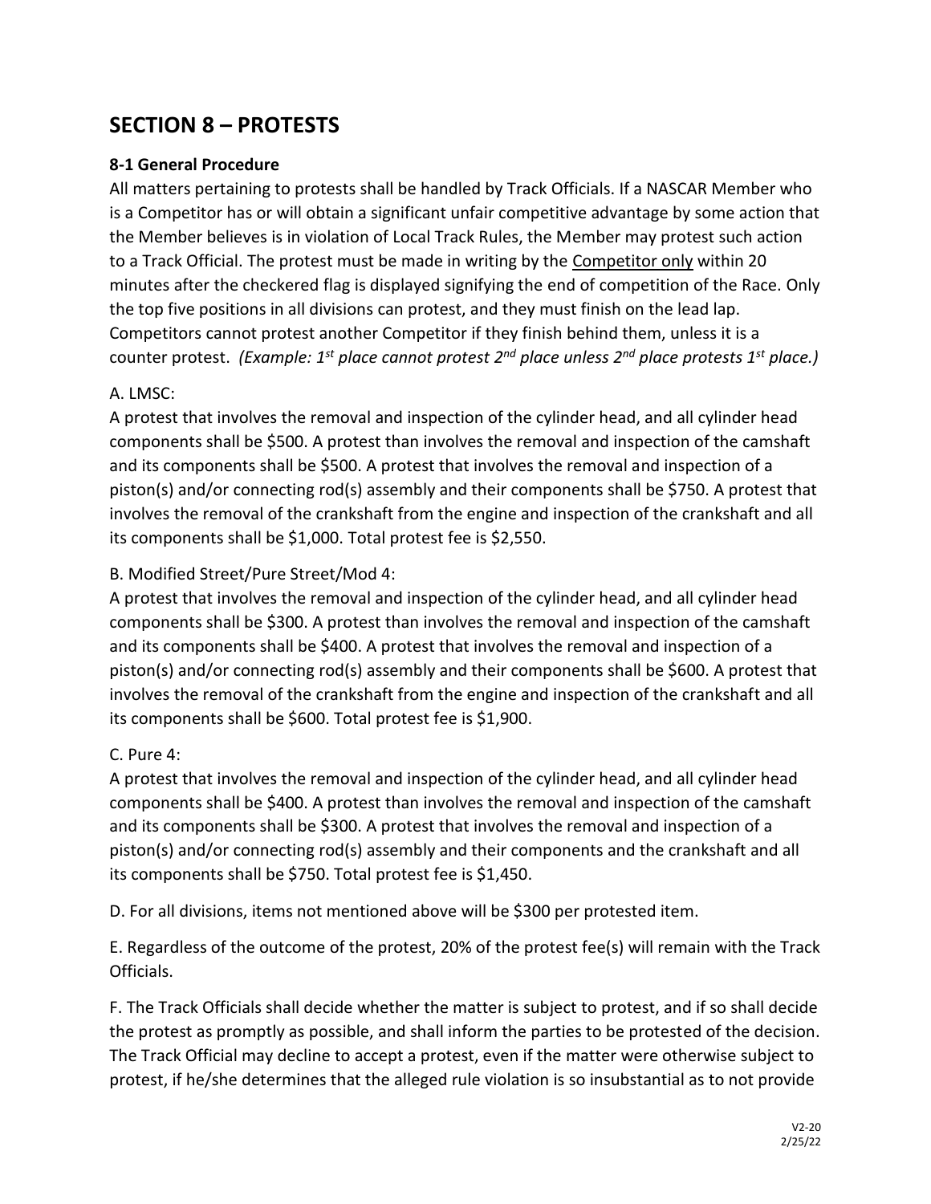# SECTION 8 – PROTESTS

### 8-1 General Procedure

All matters pertaining to protests shall be handled by Track Officials. If a NASCAR Member who is a Competitor has or will obtain a significant unfair competitive advantage by some action that the Member believes is in violation of Local Track Rules, the Member may protest such action to a Track Official. The protest must be made in writing by the <u>Competitor only</u> within 20 minutes after the checkered flag is displayed signifying the end of competition of the Race. Only the top five positions in all divisions can protest, and they must finish on the lead lap. Competitors cannot protest another Competitor if they finish behind them, unless it is a counter protest. *(Example: 1st place cannot protest 2nd place unless 2nd place protests 1st place.)*

A. LMSC:
A protest that involves the removal and inspection of the cylinder head, and all cylinder head components shall be $500. A protest than involves the removal and inspection of the camshaft and its components shall be $500. A protest that involves the removal and inspection of a piston(s) and/or connecting rod(s) assembly and their components shall be $750. A protest that involves the removal of the crankshaft from the engine and inspection of the crankshaft and all its components shall be $1,000. Total protest fee is $2,550.

B. Modified Street/Pure Street/Mod 4:
A protest that involves the removal and inspection of the cylinder head, and all cylinder head components shall be $300. A protest than involves the removal and inspection of the camshaft and its components shall be $400. A protest that involves the removal and inspection of a piston(s) and/or connecting rod(s) assembly and their components shall be $600. A protest that involves the removal of the crankshaft from the engine and inspection of the crankshaft and all its components shall be $600. Total protest fee is $1,900.

C. Pure 4:
A protest that involves the removal and inspection of the cylinder head, and all cylinder head components shall be $400. A protest than involves the removal and inspection of the camshaft and its components shall be $300. A protest that involves the removal and inspection of a piston(s) and/or connecting rod(s) assembly and their components and the crankshaft and all its components shall be $750. Total protest fee is $1,450.

D. For all divisions, items not mentioned above will be $300 per protested item.

E. Regardless of the outcome of the protest, 20% of the protest fee(s) will remain with the Track Officials.

F. The Track Officials shall decide whether the matter is subject to protest, and if so shall decide the protest as promptly as possible, and shall inform the parties to be protested of the decision. The Track Official may decline to accept a protest, even if the matter were otherwise subject to protest, if he/she determines that the alleged rule violation is so insubstantial as to not provide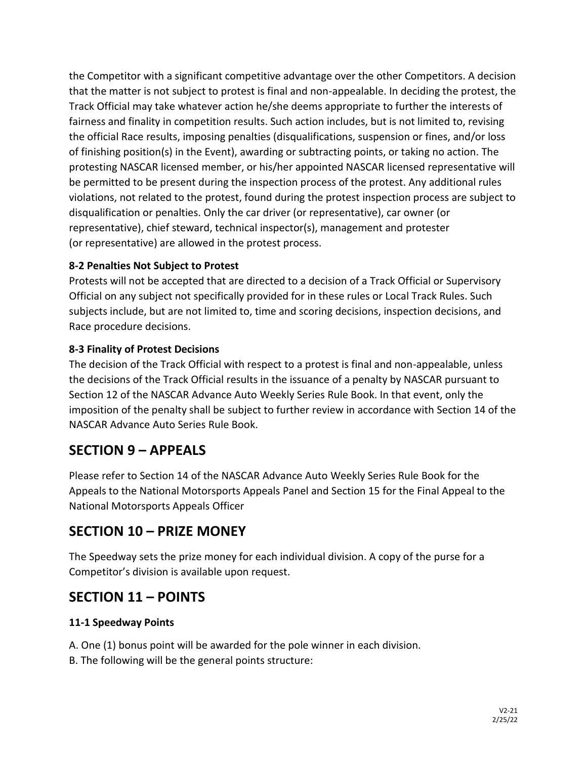the Competitor with a significant competitive advantage over the other Competitors. A decision that the matter is not subject to protest is final and non-appealable. In deciding the protest, the Track Official may take whatever action he/she deems appropriate to further the interests of fairness and finality in competition results. Such action includes, but is not limited to, revising the official Race results, imposing penalties (disqualifications, suspension or fines, and/or loss of finishing position(s) in the Event), awarding or subtracting points, or taking no action. The protesting NASCAR licensed member, or his/her appointed NASCAR licensed representative will be permitted to be present during the inspection process of the protest. Any additional rules violations, not related to the protest, found during the protest inspection process are subject to disqualification or penalties. Only the car driver (or representative), car owner (or representative), chief steward, technical inspector(s), management and protester (or representative) are allowed in the protest process.

**8-2 Penalties Not Subject to Protest**

Protests will not be accepted that are directed to a decision of a Track Official or Supervisory Official on any subject not specifically provided for in these rules or Local Track Rules. Such subjects include, but are not limited to, time and scoring decisions, inspection decisions, and Race procedure decisions.

**8-3 Finality of Protest Decisions**

The decision of the Track Official with respect to a protest is final and non-appealable, unless the decisions of the Track Official results in the issuance of a penalty by NASCAR pursuant to Section 12 of the NASCAR Advance Auto Weekly Series Rule Book. In that event, only the imposition of the penalty shall be subject to further review in accordance with Section 14 of the NASCAR Advance Auto Series Rule Book.

## SECTION 9 – APPEALS

Please refer to Section 14 of the NASCAR Advance Auto Weekly Series Rule Book for the Appeals to the National Motorsports Appeals Panel and Section 15 for the Final Appeal to the National Motorsports Appeals Officer

## SECTION 10 – PRIZE MONEY

The Speedway sets the prize money for each individual division. A copy of the purse for a Competitor's division is available upon request.

## SECTION 11 – POINTS

**11-1 Speedway Points**

A. One (1) bonus point will be awarded for the pole winner in each division.
B. The following will be the general points structure: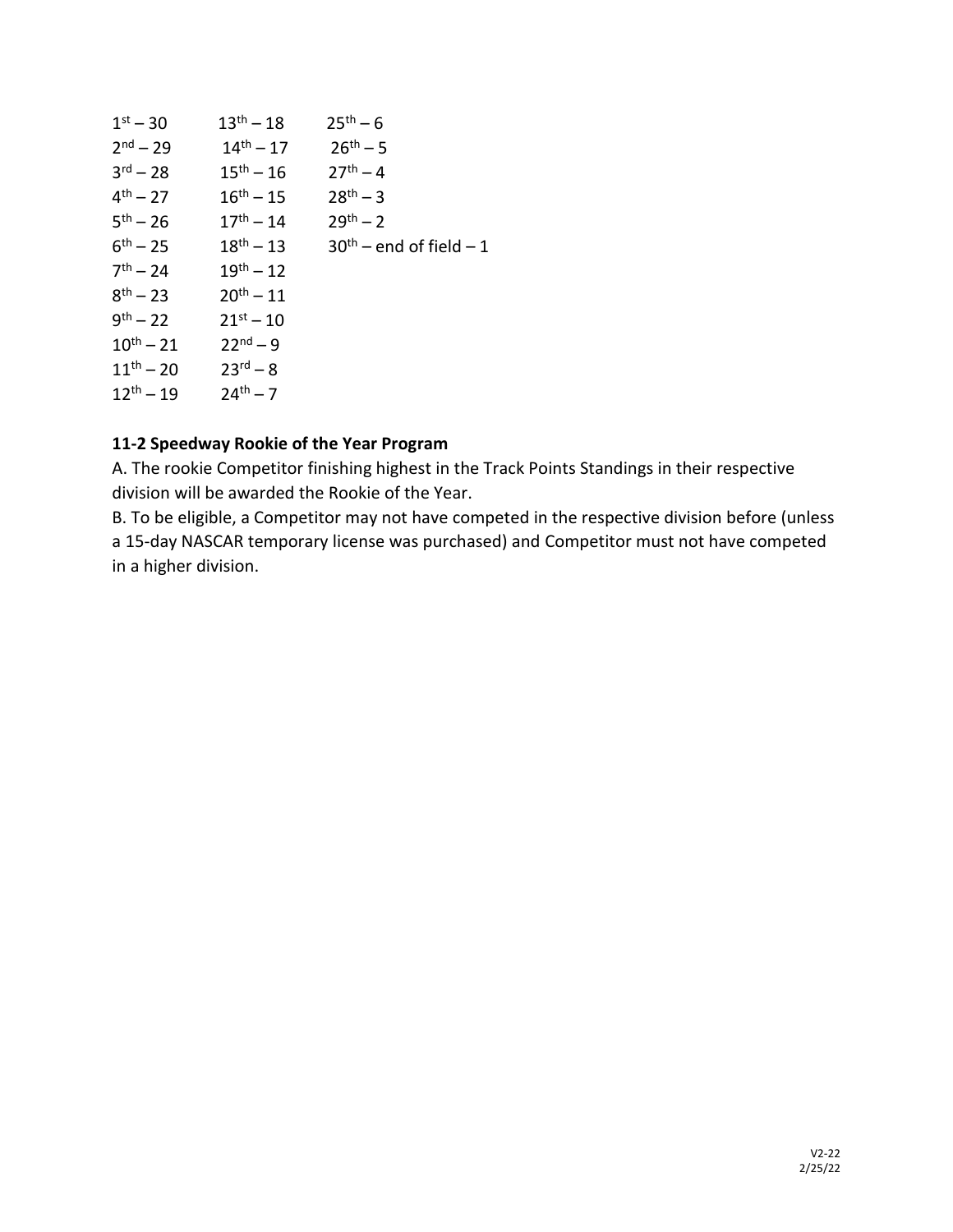| | | |
|---|---|---|
| 1st – 30 | 13th – 18 | 25th – 6 |
| 2nd – 29 | 14th – 17 | 26th – 5 |
| 3rd – 28 | 15th – 16 | 27th – 4 |
| 4th – 27 | 16th – 15 | 28th – 3 |
| 5th – 26 | 17th – 14 | 29th – 2 |
| 6th – 25 | 18th – 13 | 30th – end of field – 1 |
| 7th – 24 | 19th – 12 | |
| 8th – 23 | 20th – 11 | |
| 9th – 22 | 21st – 10 | |
| 10th – 21 | 22nd – 9 | |
| 11th – 20 | 23rd – 8 | |
| 12th – 19 | 24th – 7 | |

**11-2 Speedway Rookie of the Year Program**

A. The rookie Competitor finishing highest in the Track Points Standings in their respective division will be awarded the Rookie of the Year.

B. To be eligible, a Competitor may not have competed in the respective division before (unless a 15-day NASCAR temporary license was purchased) and Competitor must not have competed in a higher division.